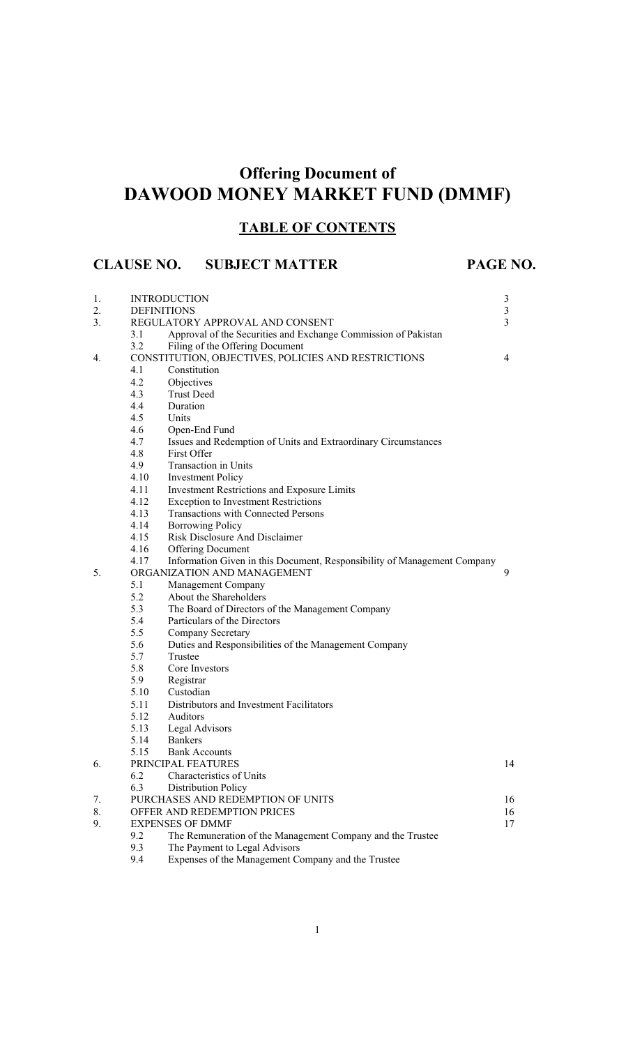# Offering Document of
# DAWOOD MONEY MARKET FUND (DMMF)

## TABLE OF CONTENTS

| CLAUSE NO. | | SUBJECT MATTER | PAGE NO. |
|---|---|---|---|
| 1. | | INTRODUCTION | 3 |
| 2. | | DEFINITIONS | 3 |
| 3. | | REGULATORY APPROVAL AND CONSENT | 3 |
| | 3.1 | Approval of the Securities and Exchange Commission of Pakistan | |
| | 3.2 | Filing of the Offering Document | |
| 4. | | CONSTITUTION, OBJECTIVES, POLICIES AND RESTRICTIONS | 4 |
| | 4.1 | Constitution | |
| | 4.2 | Objectives | |
| | 4.3 | Trust Deed | |
| | 4.4 | Duration | |
| | 4.5 | Units | |
| | 4.6 | Open-End Fund | |
| | 4.7 | Issues and Redemption of Units and Extraordinary Circumstances | |
| | 4.8 | First Offer | |
| | 4.9 | Transaction in Units | |
| | 4.10 | Investment Policy | |
| | 4.11 | Investment Restrictions and Exposure Limits | |
| | 4.12 | Exception to Investment Restrictions | |
| | 4.13 | Transactions with Connected Persons | |
| | 4.14 | Borrowing Policy | |
| | 4.15 | Risk Disclosure And Disclaimer | |
| | 4.16 | Offering Document | |
| | 4.17 | Information Given in this Document, Responsibility of Management Company | |
| 5. | | ORGANIZATION AND MANAGEMENT | 9 |
| | 5.1 | Management Company | |
| | 5.2 | About the Shareholders | |
| | 5.3 | The Board of Directors of the Management Company | |
| | 5.4 | Particulars of the Directors | |
| | 5.5 | Company Secretary | |
| | 5.6 | Duties and Responsibilities of the Management Company | |
| | 5.7 | Trustee | |
| | 5.8 | Core Investors | |
| | 5.9 | Registrar | |
| | 5.10 | Custodian | |
| | 5.11 | Distributors and Investment Facilitators | |
| | 5.12 | Auditors | |
| | 5.13 | Legal Advisors | |
| | 5.14 | Bankers | |
| | 5.15 | Bank Accounts | |
| 6. | | PRINCIPAL FEATURES | 14 |
| | 6.2 | Characteristics of Units | |
| | 6.3 | Distribution Policy | |
| 7. | | PURCHASES AND REDEMPTION OF UNITS | 16 |
| 8. | | OFFER AND REDEMPTION PRICES | 16 |
| 9. | | EXPENSES OF DMMF | 17 |
| | 9.2 | The Remuneration of the Management Company and the Trustee | |
| | 9.3 | The Payment to Legal Advisors | |
| | 9.4 | Expenses of the Management Company and the Trustee | |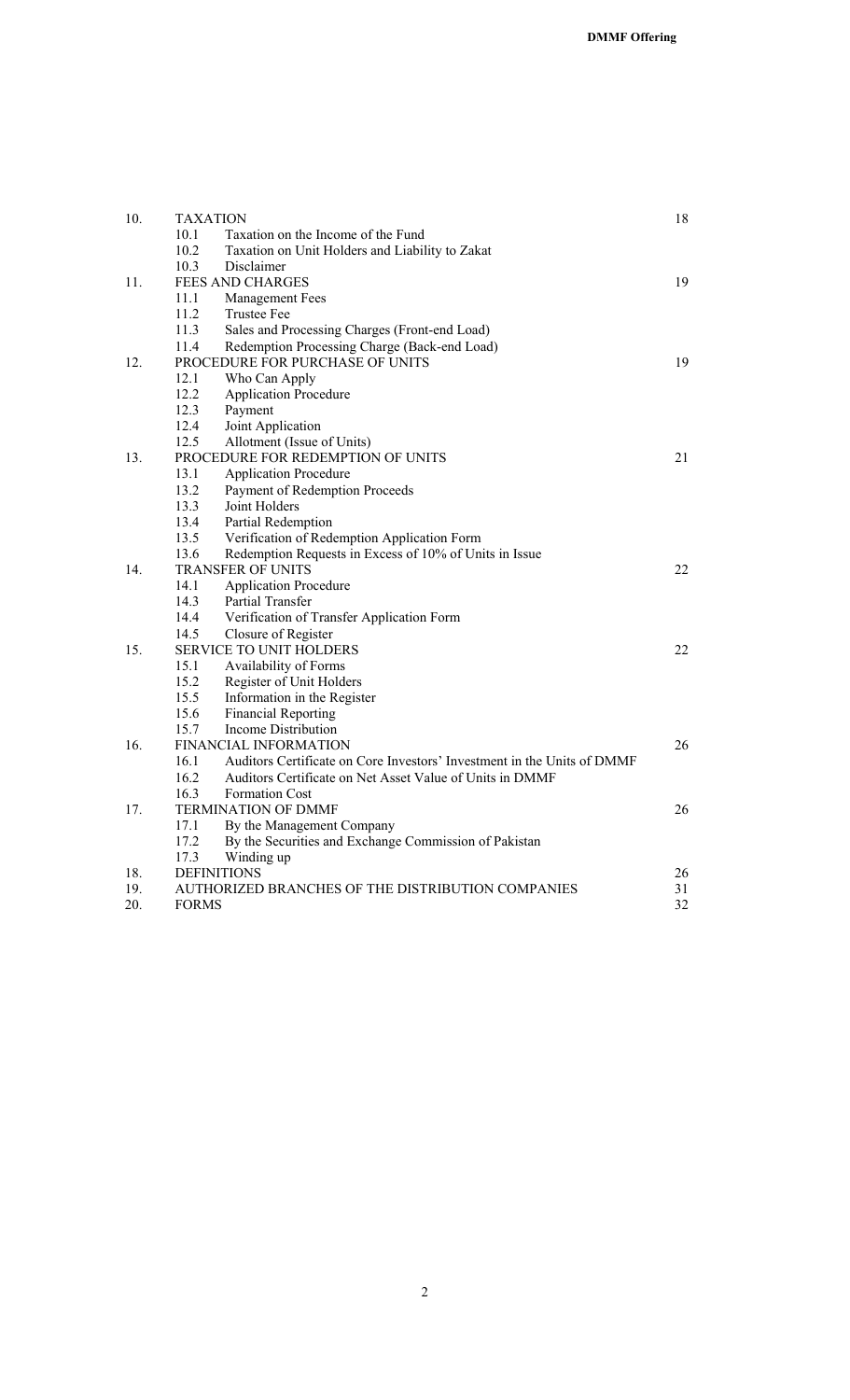| | | |
|---|---|---|
| 10. | TAXATION | 18 |
| | 10.1 Taxation on the Income of the Fund | |
| | 10.2 Taxation on Unit Holders and Liability to Zakat | |
| | 10.3 Disclaimer | |
| 11. | FEES AND CHARGES | 19 |
| | 11.1 Management Fees | |
| | 11.2 Trustee Fee | |
| | 11.3 Sales and Processing Charges (Front-end Load) | |
| | 11.4 Redemption Processing Charge (Back-end Load) | |
| 12. | PROCEDURE FOR PURCHASE OF UNITS | 19 |
| | 12.1 Who Can Apply | |
| | 12.2 Application Procedure | |
| | 12.3 Payment | |
| | 12.4 Joint Application | |
| | 12.5 Allotment (Issue of Units) | |
| 13. | PROCEDURE FOR REDEMPTION OF UNITS | 21 |
| | 13.1 Application Procedure | |
| | 13.2 Payment of Redemption Proceeds | |
| | 13.3 Joint Holders | |
| | 13.4 Partial Redemption | |
| | 13.5 Verification of Redemption Application Form | |
| | 13.6 Redemption Requests in Excess of 10% of Units in Issue | |
| 14. | TRANSFER OF UNITS | 22 |
| | 14.1 Application Procedure | |
| | 14.3 Partial Transfer | |
| | 14.4 Verification of Transfer Application Form | |
| | 14.5 Closure of Register | |
| 15. | SERVICE TO UNIT HOLDERS | 22 |
| | 15.1 Availability of Forms | |
| | 15.2 Register of Unit Holders | |
| | 15.5 Information in the Register | |
| | 15.6 Financial Reporting | |
| | 15.7 Income Distribution | |
| 16. | FINANCIAL INFORMATION | 26 |
| | 16.1 Auditors Certificate on Core Investors' Investment in the Units of DMMF | |
| | 16.2 Auditors Certificate on Net Asset Value of Units in DMMF | |
| | 16.3 Formation Cost | |
| 17. | TERMINATION OF DMMF | 26 |
| | 17.1 By the Management Company | |
| | 17.2 By the Securities and Exchange Commission of Pakistan | |
| | 17.3 Winding up | |
| 18. | DEFINITIONS | 26 |
| 19. | AUTHORIZED BRANCHES OF THE DISTRIBUTION COMPANIES | 31 |
| 20. | FORMS | 32 |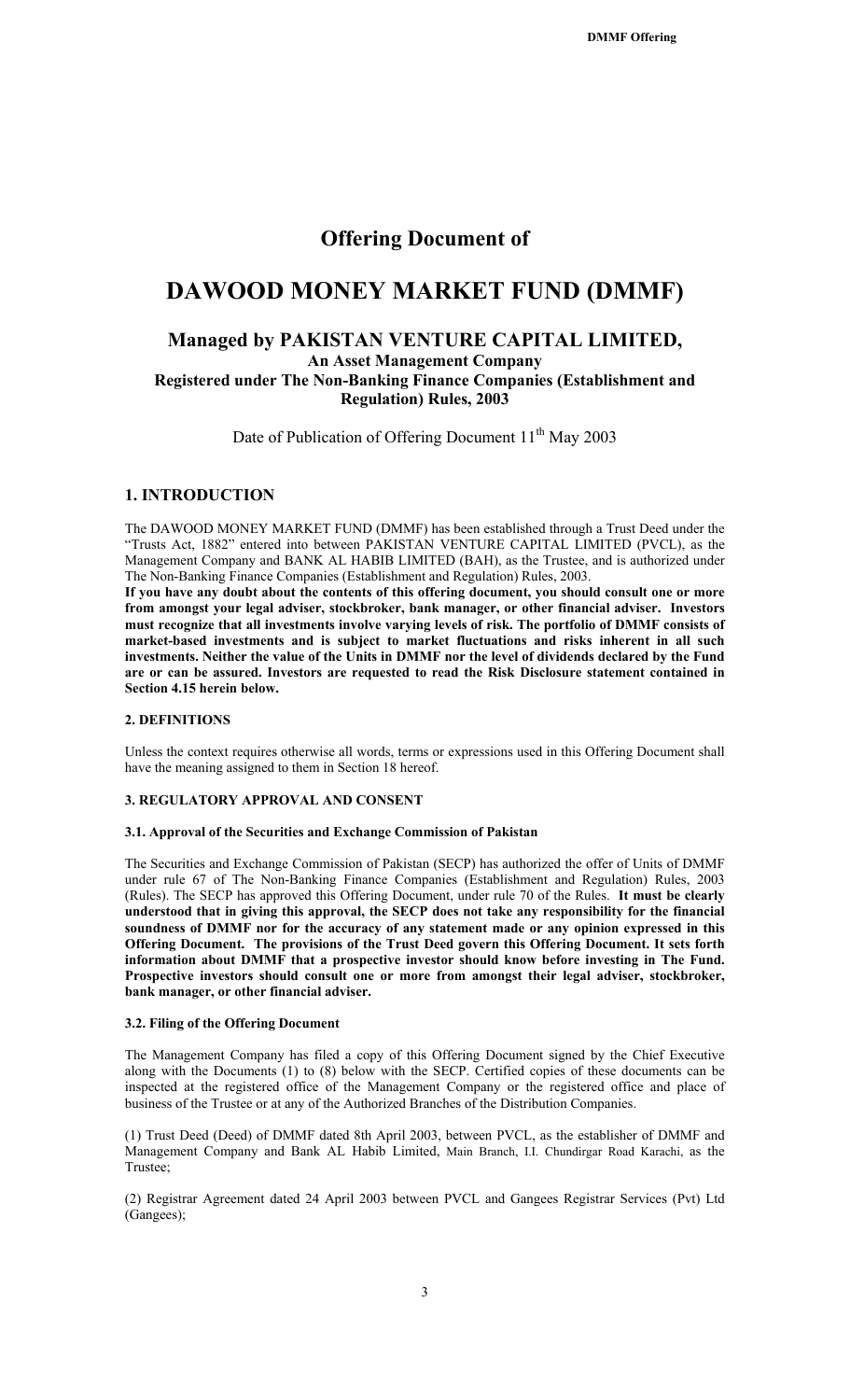# Offering Document of

# DAWOOD MONEY MARKET FUND (DMMF)

## Managed by PAKISTAN VENTURE CAPITAL LIMITED,

### An Asset Management Company
### Registered under The Non-Banking Finance Companies (Establishment and Regulation) Rules, 2003

Date of Publication of Offering Document 11th May 2003

## 1. INTRODUCTION

The DAWOOD MONEY MARKET FUND (DMMF) has been established through a Trust Deed under the "Trusts Act, 1882" entered into between PAKISTAN VENTURE CAPITAL LIMITED (PVCL), as the Management Company and BANK AL HABIB LIMITED (BAH), as the Trustee, and is authorized under The Non-Banking Finance Companies (Establishment and Regulation) Rules, 2003.

**If you have any doubt about the contents of this offering document, you should consult one or more from amongst your legal adviser, stockbroker, bank manager, or other financial adviser. Investors must recognize that all investments involve varying levels of risk. The portfolio of DMMF consists of market-based investments and is subject to market fluctuations and risks inherent in all such investments. Neither the value of the Units in DMMF nor the level of dividends declared by the Fund are or can be assured. Investors are requested to read the Risk Disclosure statement contained in Section 4.15 herein below.**

### 2. DEFINITIONS

Unless the context requires otherwise all words, terms or expressions used in this Offering Document shall have the meaning assigned to them in Section 18 hereof.

### 3. REGULATORY APPROVAL AND CONSENT

#### 3.1. Approval of the Securities and Exchange Commission of Pakistan

The Securities and Exchange Commission of Pakistan (SECP) has authorized the offer of Units of DMMF under rule 67 of The Non-Banking Finance Companies (Establishment and Regulation) Rules, 2003 (Rules). The SECP has approved this Offering Document, under rule 70 of the Rules. **It must be clearly understood that in giving this approval, the SECP does not take any responsibility for the financial soundness of DMMF nor for the accuracy of any statement made or any opinion expressed in this Offering Document. The provisions of the Trust Deed govern this Offering Document. It sets forth information about DMMF that a prospective investor should know before investing in The Fund. Prospective investors should consult one or more from amongst their legal adviser, stockbroker, bank manager, or other financial adviser.**

#### 3.2. Filing of the Offering Document

The Management Company has filed a copy of this Offering Document signed by the Chief Executive along with the Documents (1) to (8) below with the SECP. Certified copies of these documents can be inspected at the registered office of the Management Company or the registered office and place of business of the Trustee or at any of the Authorized Branches of the Distribution Companies.

(1) Trust Deed (Deed) of DMMF dated 8th April 2003, between PVCL, as the establisher of DMMF and Management Company and Bank AL Habib Limited, Main Branch, I.I. Chundirgar Road Karachi, as the Trustee;

(2) Registrar Agreement dated 24 April 2003 between PVCL and Gangees Registrar Services (Pvt) Ltd (Gangees);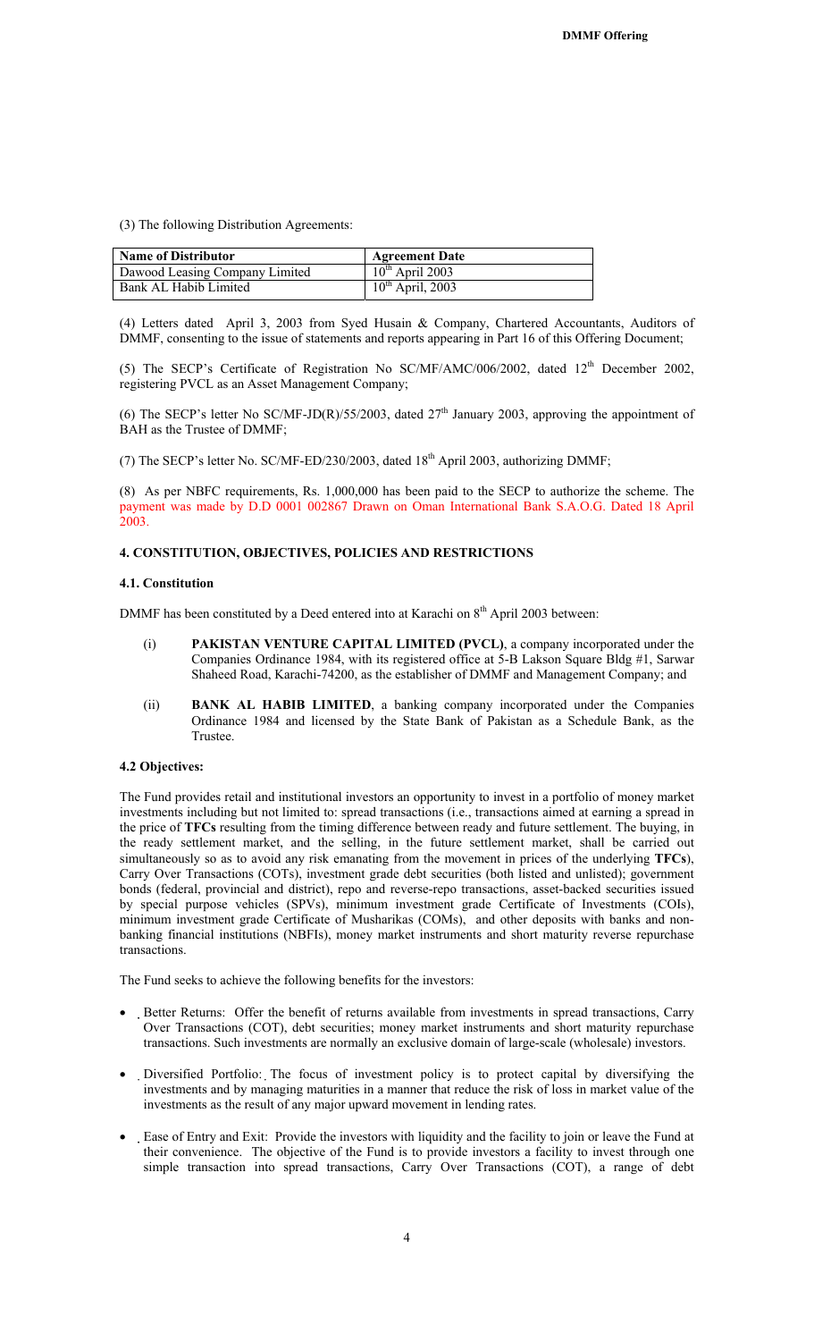(3) The following Distribution Agreements:

| Name of Distributor | Agreement Date |
|---|---|
| Dawood Leasing Company Limited | 10th April 2003 |
| Bank AL Habib Limited | 10th April, 2003 |

(4) Letters dated April 3, 2003 from Syed Husain & Company, Chartered Accountants, Auditors of DMMF, consenting to the issue of statements and reports appearing in Part 16 of this Offering Document;

(5) The SECP's Certificate of Registration No SC/MF/AMC/006/2002, dated 12th December 2002, registering PVCL as an Asset Management Company;

(6) The SECP's letter No SC/MF-JD(R)/55/2003, dated 27th January 2003, approving the appointment of BAH as the Trustee of DMMF;

(7) The SECP's letter No. SC/MF-ED/230/2003, dated 18th April 2003, authorizing DMMF;

(8) As per NBFC requirements, Rs. 1,000,000 has been paid to the SECP to authorize the scheme. The payment was made by D.D 0001 002867 Drawn on Oman International Bank S.A.O.G. Dated 18 April 2003.

## 4. CONSTITUTION, OBJECTIVES, POLICIES AND RESTRICTIONS

### 4.1. Constitution

DMMF has been constituted by a Deed entered into at Karachi on 8th April 2003 between:

(i) **PAKISTAN VENTURE CAPITAL LIMITED (PVCL)**, a company incorporated under the Companies Ordinance 1984, with its registered office at 5-B Lakson Square Bldg #1, Sarwar Shaheed Road, Karachi-74200, as the establisher of DMMF and Management Company; and

(ii) **BANK AL HABIB LIMITED**, a banking company incorporated under the Companies Ordinance 1984 and licensed by the State Bank of Pakistan as a Schedule Bank, as the Trustee.

### 4.2 Objectives:

The Fund provides retail and institutional investors an opportunity to invest in a portfolio of money market investments including but not limited to: spread transactions (i.e., transactions aimed at earning a spread in the price of **TFCs** resulting from the timing difference between ready and future settlement. The buying, in the ready settlement market, and the selling, in the future settlement market, shall be carried out simultaneously so as to avoid any risk emanating from the movement in prices of the underlying **TFCs**), Carry Over Transactions (COTs), investment grade debt securities (both listed and unlisted); government bonds (federal, provincial and district), repo and reverse-repo transactions, asset-backed securities issued by special purpose vehicles (SPVs), minimum investment grade Certificate of Investments (COIs), minimum investment grade Certificate of Musharikas (COMs), and other deposits with banks and non-banking financial institutions (NBFIs), money market instruments and short maturity reverse repurchase transactions.

The Fund seeks to achieve the following benefits for the investors:

- Better Returns: Offer the benefit of returns available from investments in spread transactions, Carry Over Transactions (COT), debt securities; money market instruments and short maturity repurchase transactions. Such investments are normally an exclusive domain of large-scale (wholesale) investors.
- Diversified Portfolio: The focus of investment policy is to protect capital by diversifying the investments and by managing maturities in a manner that reduce the risk of loss in market value of the investments as the result of any major upward movement in lending rates.
- Ease of Entry and Exit: Provide the investors with liquidity and the facility to join or leave the Fund at their convenience. The objective of the Fund is to provide investors a facility to invest through one simple transaction into spread transactions, Carry Over Transactions (COT), a range of debt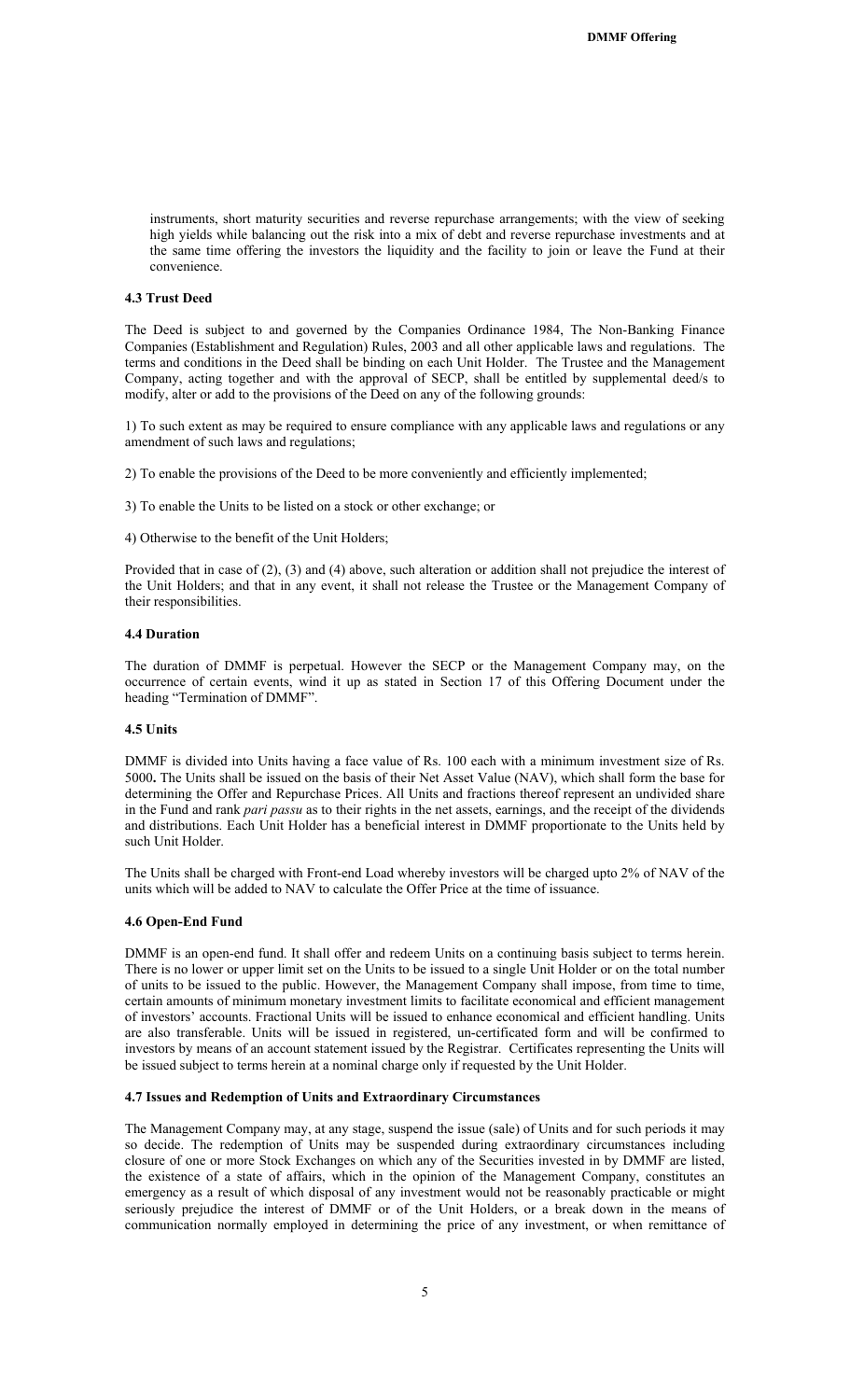instruments, short maturity securities and reverse repurchase arrangements; with the view of seeking high yields while balancing out the risk into a mix of debt and reverse repurchase investments and at the same time offering the investors the liquidity and the facility to join or leave the Fund at their convenience.

### 4.3 Trust Deed

The Deed is subject to and governed by the Companies Ordinance 1984, The Non-Banking Finance Companies (Establishment and Regulation) Rules, 2003 and all other applicable laws and regulations. The terms and conditions in the Deed shall be binding on each Unit Holder. The Trustee and the Management Company, acting together and with the approval of SECP, shall be entitled by supplemental deed/s to modify, alter or add to the provisions of the Deed on any of the following grounds:

1) To such extent as may be required to ensure compliance with any applicable laws and regulations or any amendment of such laws and regulations;

2) To enable the provisions of the Deed to be more conveniently and efficiently implemented;

3) To enable the Units to be listed on a stock or other exchange; or

4) Otherwise to the benefit of the Unit Holders;

Provided that in case of (2), (3) and (4) above, such alteration or addition shall not prejudice the interest of the Unit Holders; and that in any event, it shall not release the Trustee or the Management Company of their responsibilities.

### 4.4 Duration

The duration of DMMF is perpetual. However the SECP or the Management Company may, on the occurrence of certain events, wind it up as stated in Section 17 of this Offering Document under the heading "Termination of DMMF".

### 4.5 Units

DMMF is divided into Units having a face value of Rs. 100 each with a minimum investment size of Rs. 5000**.** The Units shall be issued on the basis of their Net Asset Value (NAV), which shall form the base for determining the Offer and Repurchase Prices. All Units and fractions thereof represent an undivided share in the Fund and rank *pari passu* as to their rights in the net assets, earnings, and the receipt of the dividends and distributions. Each Unit Holder has a beneficial interest in DMMF proportionate to the Units held by such Unit Holder.

The Units shall be charged with Front-end Load whereby investors will be charged upto 2% of NAV of the units which will be added to NAV to calculate the Offer Price at the time of issuance.

### 4.6 Open-End Fund

DMMF is an open-end fund. It shall offer and redeem Units on a continuing basis subject to terms herein. There is no lower or upper limit set on the Units to be issued to a single Unit Holder or on the total number of units to be issued to the public. However, the Management Company shall impose, from time to time, certain amounts of minimum monetary investment limits to facilitate economical and efficient management of investors' accounts. Fractional Units will be issued to enhance economical and efficient handling. Units are also transferable. Units will be issued in registered, un-certificated form and will be confirmed to investors by means of an account statement issued by the Registrar. Certificates representing the Units will be issued subject to terms herein at a nominal charge only if requested by the Unit Holder.

### 4.7 Issues and Redemption of Units and Extraordinary Circumstances

The Management Company may, at any stage, suspend the issue (sale) of Units and for such periods it may so decide. The redemption of Units may be suspended during extraordinary circumstances including closure of one or more Stock Exchanges on which any of the Securities invested in by DMMF are listed, the existence of a state of affairs, which in the opinion of the Management Company, constitutes an emergency as a result of which disposal of any investment would not be reasonably practicable or might seriously prejudice the interest of DMMF or of the Unit Holders, or a break down in the means of communication normally employed in determining the price of any investment, or when remittance of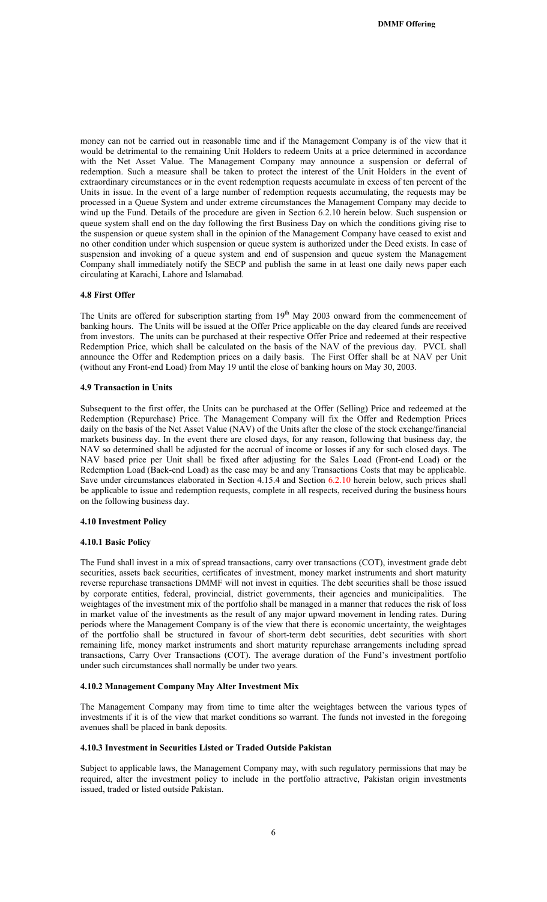money can not be carried out in reasonable time and if the Management Company is of the view that it would be detrimental to the remaining Unit Holders to redeem Units at a price determined in accordance with the Net Asset Value. The Management Company may announce a suspension or deferral of redemption. Such a measure shall be taken to protect the interest of the Unit Holders in the event of extraordinary circumstances or in the event redemption requests accumulate in excess of ten percent of the Units in issue. In the event of a large number of redemption requests accumulating, the requests may be processed in a Queue System and under extreme circumstances the Management Company may decide to wind up the Fund. Details of the procedure are given in Section 6.2.10 herein below. Such suspension or queue system shall end on the day following the first Business Day on which the conditions giving rise to the suspension or queue system shall in the opinion of the Management Company have ceased to exist and no other condition under which suspension or queue system is authorized under the Deed exists. In case of suspension and invoking of a queue system and end of suspension and queue system the Management Company shall immediately notify the SECP and publish the same in at least one daily news paper each circulating at Karachi, Lahore and Islamabad.

### 4.8 First Offer

The Units are offered for subscription starting from 19th May 2003 onward from the commencement of banking hours. The Units will be issued at the Offer Price applicable on the day cleared funds are received from investors. The units can be purchased at their respective Offer Price and redeemed at their respective Redemption Price, which shall be calculated on the basis of the NAV of the previous day. PVCL shall announce the Offer and Redemption prices on a daily basis. The First Offer shall be at NAV per Unit (without any Front-end Load) from May 19 until the close of banking hours on May 30, 2003.

### 4.9 Transaction in Units

Subsequent to the first offer, the Units can be purchased at the Offer (Selling) Price and redeemed at the Redemption (Repurchase) Price. The Management Company will fix the Offer and Redemption Prices daily on the basis of the Net Asset Value (NAV) of the Units after the close of the stock exchange/financial markets business day. In the event there are closed days, for any reason, following that business day, the NAV so determined shall be adjusted for the accrual of income or losses if any for such closed days. The NAV based price per Unit shall be fixed after adjusting for the Sales Load (Front-end Load) or the Redemption Load (Back-end Load) as the case may be and any Transactions Costs that may be applicable. Save under circumstances elaborated in Section 4.15.4 and Section 6.2.10 herein below, such prices shall be applicable to issue and redemption requests, complete in all respects, received during the business hours on the following business day.

### 4.10 Investment Policy

#### 4.10.1 Basic Policy

The Fund shall invest in a mix of spread transactions, carry over transactions (COT), investment grade debt securities, assets back securities, certificates of investment, money market instruments and short maturity reverse repurchase transactions DMMF will not invest in equities. The debt securities shall be those issued by corporate entities, federal, provincial, district governments, their agencies and municipalities. The weightages of the investment mix of the portfolio shall be managed in a manner that reduces the risk of loss in market value of the investments as the result of any major upward movement in lending rates. During periods where the Management Company is of the view that there is economic uncertainty, the weightages of the portfolio shall be structured in favour of short-term debt securities, debt securities with short remaining life, money market instruments and short maturity repurchase arrangements including spread transactions, Carry Over Transactions (COT). The average duration of the Fund's investment portfolio under such circumstances shall normally be under two years.

#### 4.10.2 Management Company May Alter Investment Mix

The Management Company may from time to time alter the weightages between the various types of investments if it is of the view that market conditions so warrant. The funds not invested in the foregoing avenues shall be placed in bank deposits.

#### 4.10.3 Investment in Securities Listed or Traded Outside Pakistan

Subject to applicable laws, the Management Company may, with such regulatory permissions that may be required, alter the investment policy to include in the portfolio attractive, Pakistan origin investments issued, traded or listed outside Pakistan.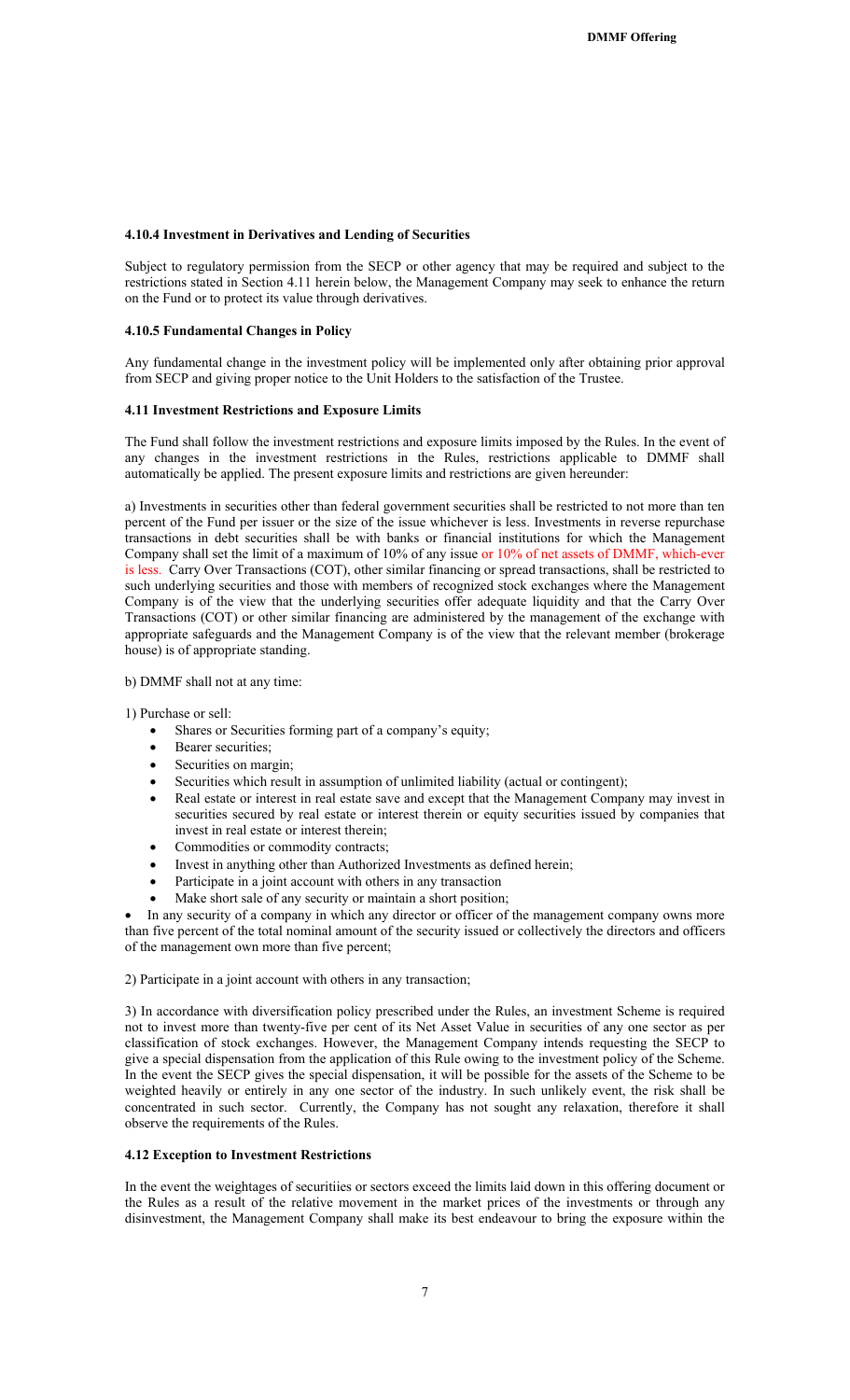#### 4.10.4 Investment in Derivatives and Lending of Securities

Subject to regulatory permission from the SECP or other agency that may be required and subject to the restrictions stated in Section 4.11 herein below, the Management Company may seek to enhance the return on the Fund or to protect its value through derivatives.

#### 4.10.5 Fundamental Changes in Policy

Any fundamental change in the investment policy will be implemented only after obtaining prior approval from SECP and giving proper notice to the Unit Holders to the satisfaction of the Trustee.

### 4.11 Investment Restrictions and Exposure Limits

The Fund shall follow the investment restrictions and exposure limits imposed by the Rules. In the event of any changes in the investment restrictions in the Rules, restrictions applicable to DMMF shall automatically be applied. The present exposure limits and restrictions are given hereunder:

a) Investments in securities other than federal government securities shall be restricted to not more than ten percent of the Fund per issuer or the size of the issue whichever is less. Investments in reverse repurchase transactions in debt securities shall be with banks or financial institutions for which the Management Company shall set the limit of a maximum of 10% of any issue or 10% of net assets of DMMF, which-ever is less. Carry Over Transactions (COT), other similar financing or spread transactions, shall be restricted to such underlying securities and those with members of recognized stock exchanges where the Management Company is of the view that the underlying securities offer adequate liquidity and that the Carry Over Transactions (COT) or other similar financing are administered by the management of the exchange with appropriate safeguards and the Management Company is of the view that the relevant member (brokerage house) is of appropriate standing.

b) DMMF shall not at any time:

1) Purchase or sell:

- Shares or Securities forming part of a company's equity;
- Bearer securities;
- Securities on margin;
- Securities which result in assumption of unlimited liability (actual or contingent);
- Real estate or interest in real estate save and except that the Management Company may invest in securities secured by real estate or interest therein or equity securities issued by companies that invest in real estate or interest therein;
- Commodities or commodity contracts;
- Invest in anything other than Authorized Investments as defined herein;
- Participate in a joint account with others in any transaction
- Make short sale of any security or maintain a short position;
- In any security of a company in which any director or officer of the management company owns more than five percent of the total nominal amount of the security issued or collectively the directors and officers of the management own more than five percent;

2) Participate in a joint account with others in any transaction;

3) In accordance with diversification policy prescribed under the Rules, an investment Scheme is required not to invest more than twenty-five per cent of its Net Asset Value in securities of any one sector as per classification of stock exchanges. However, the Management Company intends requesting the SECP to give a special dispensation from the application of this Rule owing to the investment policy of the Scheme. In the event the SECP gives the special dispensation, it will be possible for the assets of the Scheme to be weighted heavily or entirely in any one sector of the industry. In such unlikely event, the risk shall be concentrated in such sector. Currently, the Company has not sought any relaxation, therefore it shall observe the requirements of the Rules.

### 4.12 Exception to Investment Restrictions

In the event the weightages of securitiies or sectors exceed the limits laid down in this offering document or the Rules as a result of the relative movement in the market prices of the investments or through any disinvestment, the Management Company shall make its best endeavour to bring the exposure within the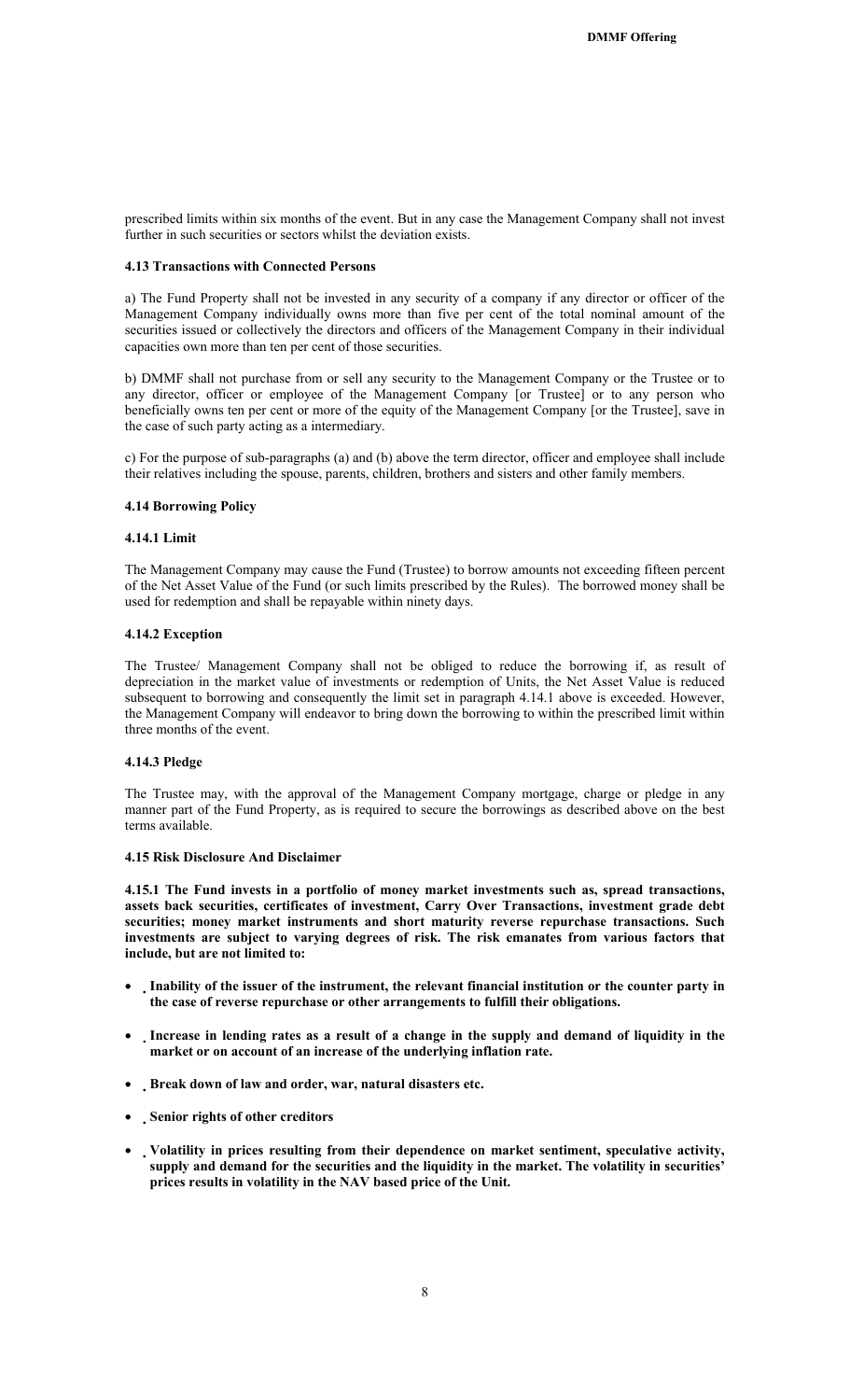prescribed limits within six months of the event. But in any case the Management Company shall not invest further in such securities or sectors whilst the deviation exists.

### 4.13 Transactions with Connected Persons

a) The Fund Property shall not be invested in any security of a company if any director or officer of the Management Company individually owns more than five per cent of the total nominal amount of the securities issued or collectively the directors and officers of the Management Company in their individual capacities own more than ten per cent of those securities.

b) DMMF shall not purchase from or sell any security to the Management Company or the Trustee or to any director, officer or employee of the Management Company [or Trustee] or to any person who beneficially owns ten per cent or more of the equity of the Management Company [or the Trustee], save in the case of such party acting as a intermediary.

c) For the purpose of sub-paragraphs (a) and (b) above the term director, officer and employee shall include their relatives including the spouse, parents, children, brothers and sisters and other family members.

### 4.14 Borrowing Policy

#### 4.14.1 Limit

The Management Company may cause the Fund (Trustee) to borrow amounts not exceeding fifteen percent of the Net Asset Value of the Fund (or such limits prescribed by the Rules). The borrowed money shall be used for redemption and shall be repayable within ninety days.

#### 4.14.2 Exception

The Trustee/ Management Company shall not be obliged to reduce the borrowing if, as result of depreciation in the market value of investments or redemption of Units, the Net Asset Value is reduced subsequent to borrowing and consequently the limit set in paragraph 4.14.1 above is exceeded. However, the Management Company will endeavor to bring down the borrowing to within the prescribed limit within three months of the event.

#### 4.14.3 Pledge

The Trustee may, with the approval of the Management Company mortgage, charge or pledge in any manner part of the Fund Property, as is required to secure the borrowings as described above on the best terms available.

### 4.15 Risk Disclosure And Disclaimer

**4.15.1 The Fund invests in a portfolio of money market investments such as, spread transactions, assets back securities, certificates of investment, Carry Over Transactions, investment grade debt securities; money market instruments and short maturity reverse repurchase transactions. Such investments are subject to varying degrees of risk. The risk emanates from various factors that include, but are not limited to:**

- **Inability of the issuer of the instrument, the relevant financial institution or the counter party in the case of reverse repurchase or other arrangements to fulfill their obligations.**
- **Increase in lending rates as a result of a change in the supply and demand of liquidity in the market or on account of an increase of the underlying inflation rate.**
- **Break down of law and order, war, natural disasters etc.**
- **Senior rights of other creditors**
- **Volatility in prices resulting from their dependence on market sentiment, speculative activity, supply and demand for the securities and the liquidity in the market. The volatility in securities' prices results in volatility in the NAV based price of the Unit.**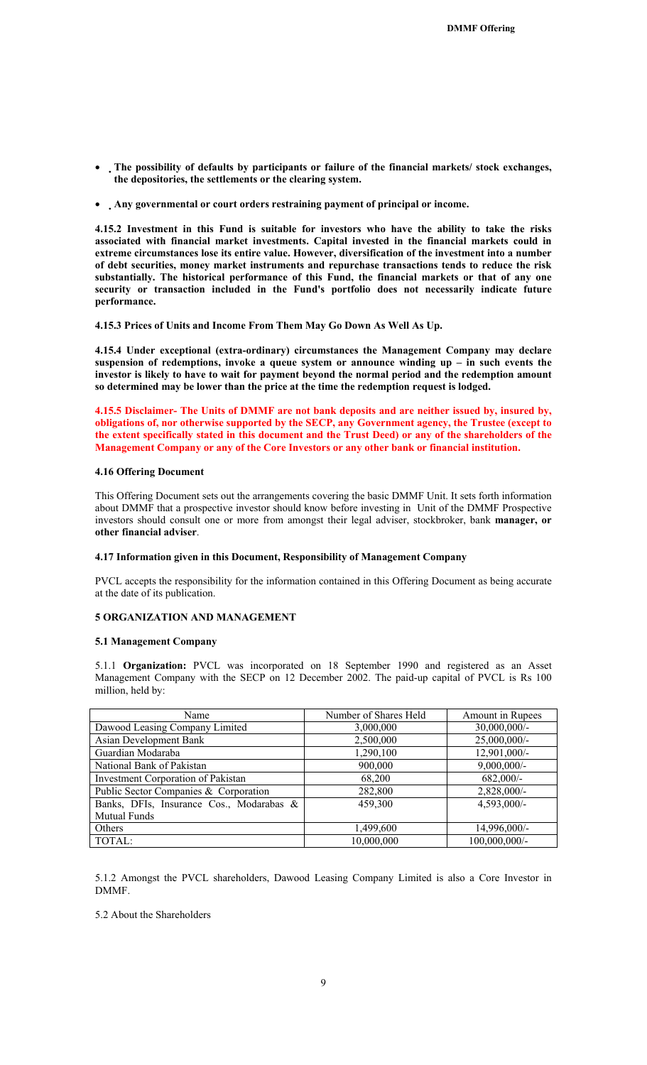- **The possibility of defaults by participants or failure of the financial markets/ stock exchanges, the depositories, the settlements or the clearing system.**

- **Any governmental or court orders restraining payment of principal or income.**

**4.15.2 Investment in this Fund is suitable for investors who have the ability to take the risks associated with financial market investments. Capital invested in the financial markets could in extreme circumstances lose its entire value. However, diversification of the investment into a number of debt securities, money market instruments and repurchase transactions tends to reduce the risk substantially. The historical performance of this Fund, the financial markets or that of any one security or transaction included in the Fund's portfolio does not necessarily indicate future performance.**

**4.15.3 Prices of Units and Income From Them May Go Down As Well As Up.**

**4.15.4 Under exceptional (extra-ordinary) circumstances the Management Company may declare suspension of redemptions, invoke a queue system or announce winding up – in such events the investor is likely to have to wait for payment beyond the normal period and the redemption amount so determined may be lower than the price at the time the redemption request is lodged.**

**4.15.5 Disclaimer- The Units of DMMF are not bank deposits and are neither issued by, insured by, obligations of, nor otherwise supported by the SECP, any Government agency, the Trustee (except to the extent specifically stated in this document and the Trust Deed) or any of the shareholders of the Management Company or any of the Core Investors or any other bank or financial institution.**

#### 4.16 Offering Document

This Offering Document sets out the arrangements covering the basic DMMF Unit. It sets forth information about DMMF that a prospective investor should know before investing in Unit of the DMMF Prospective investors should consult one or more from amongst their legal adviser, stockbroker, bank **manager, or other financial adviser**.

#### 4.17 Information given in this Document, Responsibility of Management Company

PVCL accepts the responsibility for the information contained in this Offering Document as being accurate at the date of its publication.

## 5 ORGANIZATION AND MANAGEMENT

### 5.1 Management Company

5.1.1 **Organization:** PVCL was incorporated on 18 September 1990 and registered as an Asset Management Company with the SECP on 12 December 2002. The paid-up capital of PVCL is Rs 100 million, held by:

| Name | Number of Shares Held | Amount in Rupees |
|---|---|---|
| Dawood Leasing Company Limited | 3,000,000 | 30,000,000/- |
| Asian Development Bank | 2,500,000 | 25,000,000/- |
| Guardian Modaraba | 1,290,100 | 12,901,000/- |
| National Bank of Pakistan | 900,000 | 9,000,000/- |
| Investment Corporation of Pakistan | 68,200 | 682,000/- |
| Public Sector Companies & Corporation | 282,800 | 2,828,000/- |
| Banks, DFIs, Insurance Cos., Modarabas & Mutual Funds | 459,300 | 4,593,000/- |
| Others | 1,499,600 | 14,996,000/- |
| TOTAL: | 10,000,000 | 100,000,000/- |

5.1.2 Amongst the PVCL shareholders, Dawood Leasing Company Limited is also a Core Investor in DMMF.

5.2 About the Shareholders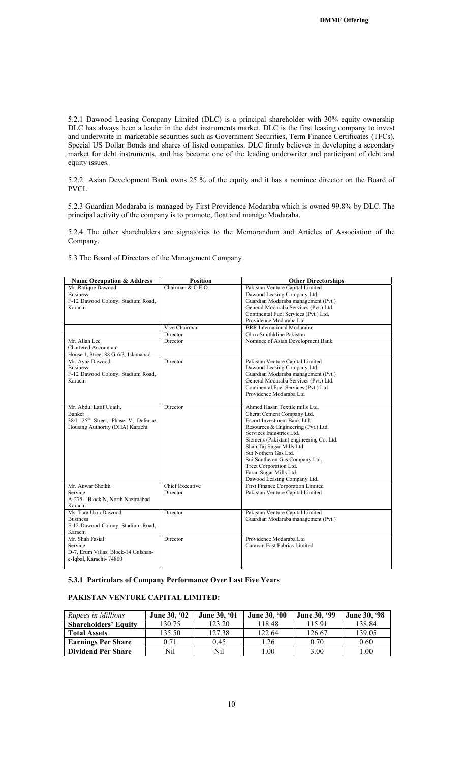5.2.1 Dawood Leasing Company Limited (DLC) is a principal shareholder with 30% equity ownership DLC has always been a leader in the debt instruments market. DLC is the first leasing company to invest and underwrite in marketable securities such as Government Securities, Term Finance Certificates (TFCs), Special US Dollar Bonds and shares of listed companies. DLC firmly believes in developing a secondary market for debt instruments, and has become one of the leading underwriter and participant of debt and equity issues.

5.2.2 Asian Development Bank owns 25 % of the equity and it has a nominee director on the Board of PVCL

5.2.3 Guardian Modaraba is managed by First Providence Modaraba which is owned 99.8% by DLC. The principal activity of the company is to promote, float and manage Modaraba.

5.2.4 The other shareholders are signatories to the Memorandum and Articles of Association of the Company.

5.3 The Board of Directors of the Management Company

| Name Occupation & Address | Position | Other Directorships |
|---|---|---|
| Mr. Rafique Dawood<br>Business<br>F-12 Dawood Colony, Stadium Road, Karachi | Chairman & C.E.O. | Pakistan Venture Capital Limited<br>Dawood Leasing Company Ltd.<br>Guardian Modaraba management (Pvt.)<br>General Modaraba Services (Pvt.) Ltd.<br>Continental Fuel Services (Pvt.) Ltd.<br>Providence Modaraba Ltd |
| | Vice Chairman | BRR International Modaraba |
| | Director | GlaxoSmithkline Pakistan |
| Mr. Allan Lee<br>Chartered Accountant<br>House 1, Street 88 G-6/3, Islamabad | Director | Nominee of Asian Development Bank |
| Mr. Ayaz Dawood<br>Business<br>F-12 Dawood Colony, Stadium Road, Karachi | Director | Pakistan Venture Capital Limited<br>Dawood Leasing Company Ltd.<br>Guardian Modaraba management (Pvt.)<br>General Modaraba Services (Pvt.) Ltd.<br>Continental Fuel Services (Pvt.) Ltd.<br>Providence Modaraba Ltd |
| Mr. Abdul Latif Uqaili,<br>Banker<br>38/I, 25th Street, Phase V, Defence Housing Authority (DHA) Karachi | Director | Ahmed Hasan Textile mills Ltd.<br>Cherat Cement Company Ltd.<br>Escort Investment Bank Ltd.<br>Resources & Engineering (Pvt.) Ltd.<br>Services Industries Ltd.<br>Siemens (Pakistan) engineering Co. Ltd.<br>Shah Taj Sugar Mills Ltd.<br>Sui Nothern Gas Ltd.<br>Sui Southeren Gas Company Ltd.<br>Treet Corporation Ltd.<br>Faran Sugar Mills Ltd.<br>Dawood Leasing Company Ltd. |
| Mr. Anwar Sheikh<br>Service<br>A-275--,Block N, North Nazimabad Karachi | Chief Executive<br>Director | First Finance Corporation Limited<br>Pakistan Venture Capital Limited |
| Ms. Tara Uzra Dawood<br>Business<br>F-12 Dawood Colony, Stadium Road, Karachi | Director | Pakistan Venture Capital Limited<br>Guardian Modaraba management (Pvt.) |
| Mr. Shah Fasial<br>Service<br>D-7, Erum Villas, Block-14 Gulshan-e-Iqbal, Karachi- 74800 | Director | Providence Modaraba Ltd<br>Caravan East Fabrics Limited |

### 5.3.1 Particulars of Company Performance Over Last Five Years

### PAKISTAN VENTURE CAPITAL LIMITED:

| *Rupees in Millions* | **June 30, '02** | **June 30, '01** | **June 30, '00** | **June 30, '99** | **June 30, '98** |
|---|---|---|---|---|---|
| **Shareholders' Equity** | 130.75 | 123.20 | 118.48 | 115.91 | 138.84 |
| **Total Assets** | 135.50 | 127.38 | 122.64 | 126.67 | 139.05 |
| **Earnings Per Share** | 0.71 | 0.45 | 1.26 | 0.70 | 0.60 |
| **Dividend Per Share** | Nil | Nil | 1.00 | 3.00 | 1.00 |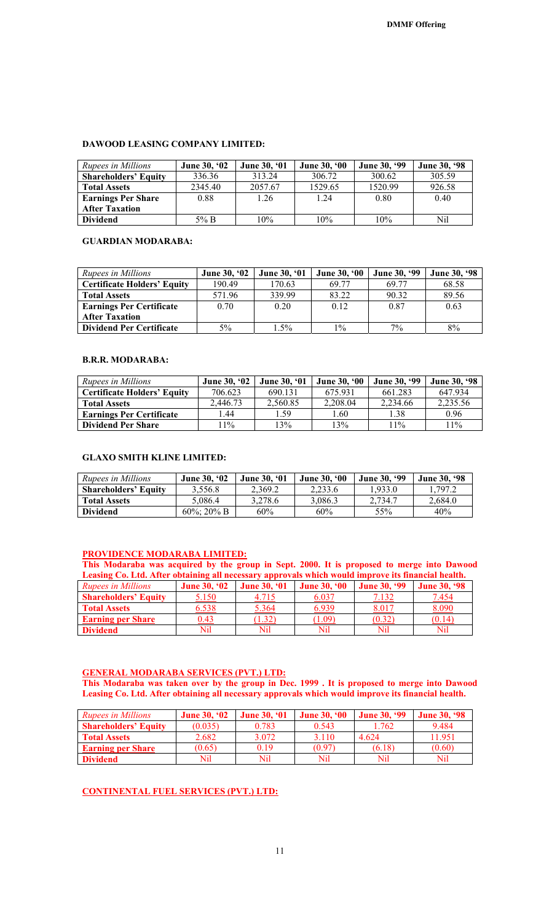**DAWOOD LEASING COMPANY LIMITED:**

| *Rupees in Millions* | June 30, '02 | June 30, '01 | June 30, '00 | June 30, '99 | June 30, '98 |
|---|---|---|---|---|---|
| **Shareholders' Equity** | 336.36 | 313.24 | 306.72 | 300.62 | 305.59 |
| **Total Assets** | 2345.40 | 2057.67 | 1529.65 | 1520.99 | 926.58 |
| **Earnings Per Share After Taxation** | 0.88 | 1.26 | 1.24 | 0.80 | 0.40 |
| **Dividend** | 5% B | 10% | 10% | 10% | Nil |

**GUARDIAN MODARABA:**

| *Rupees in Millions* | June 30, '02 | June 30, '01 | June 30, '00 | June 30, '99 | June 30, '98 |
|---|---|---|---|---|---|
| **Certificate Holders' Equity** | 190.49 | 170.63 | 69.77 | 69.77 | 68.58 |
| **Total Assets** | 571.96 | 339.99 | 83.22 | 90.32 | 89.56 |
| **Earnings Per Certificate After Taxation** | 0.70 | 0.20 | 0.12 | 0.87 | 0.63 |
| **Dividend Per Certificate** | 5% | 1.5% | 1% | 7% | 8% |

**B.R.R. MODARABA:**

| *Rupees in Millions* | June 30, '02 | June 30, '01 | June 30, '00 | June 30, '99 | June 30, '98 |
|---|---|---|---|---|---|
| **Certificate Holders' Equity** | 706.623 | 690.131 | 675.931 | 661.283 | 647.934 |
| **Total Assets** | 2,446.73 | 2,560.85 | 2,208.04 | 2,234.66 | 2,235.56 |
| **Earnings Per Certificate** | 1.44 | 1.59 | 1.60 | 1.38 | 0.96 |
| **Dividend Per Share** | 11% | 13% | 13% | 11% | 11% |

**GLAXO SMITH KLINE LIMITED:**

| *Rupees in Millions* | June 30, '02 | June 30, '01 | June 30, '00 | June 30, '99 | June 30, '98 |
|---|---|---|---|---|---|
| **Shareholders' Equity** | 3,556.8 | 2,369.2 | 2,233.6 | 1,933.0 | 1,797.2 |
| **Total Assets** | 5,086.4 | 3,278.6 | 3,086.3 | 2,734.7 | 2,684.0 |
| **Dividend** | 60%; 20% B | 60% | 60% | 55% | 40% |

**PROVIDENCE MODARABA LIMITED:**

**This Modaraba was acquired by the group in Sept. 2000. It is proposed to merge into Dawood Leasing Co. Ltd. After obtaining all necessary approvals which would improve its financial health.**

| *Rupees in Millions* | June 30, '02 | June 30, '01 | June 30, '00 | June 30, '99 | June 30, '98 |
|---|---|---|---|---|---|
| **Shareholders' Equity** | 5.150 | 4.715 | 6.037 | 7.132 | 7.454 |
| **Total Assets** | 6.538 | 5.364 | 6.939 | 8.017 | 8.090 |
| **Earning per Share** | 0.43 | (1.32) | (1.09) | (0.32) | (0.14) |
| **Dividend** | Nil | Nil | Nil | Nil | Nil |

**GENERAL MODARABA SERVICES (PVT.) LTD:**

**This Modaraba was taken over by the group in Dec. 1999 . It is proposed to merge into Dawood Leasing Co. Ltd. After obtaining all necessary approvals which would improve its financial health.**

| *Rupees in Millions* | June 30, '02 | June 30, '01 | June 30, '00 | June 30, '99 | June 30, '98 |
|---|---|---|---|---|---|
| **Shareholders' Equity** | (0.035) | 0.783 | 0.543 | 1.762 | 9.484 |
| **Total Assets** | 2.682 | 3.072 | 3.110 | 4.624 | 11.951 |
| **Earning per Share** | (0.65) | 0.19 | (0.97) | (6.18) | (0.60) |
| **Dividend** | Nil | Nil | Nil | Nil | Nil |

**CONTINENTAL FUEL SERVICES (PVT.) LTD:**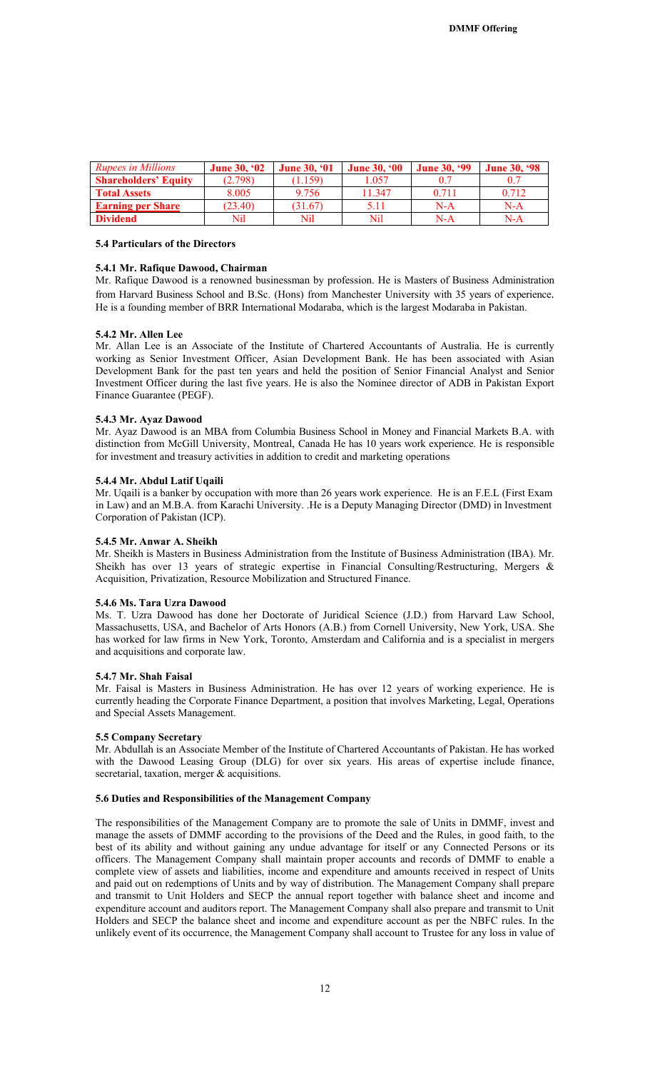| *Rupees in Millions* | June 30, '02 | June 30, '01 | June 30, '00 | June 30, '99 | June 30, '98 |
|---|---|---|---|---|---|
| **Shareholders' Equity** | (2.798) | (1.159) | 1.057 | 0.7 | 0.7 |
| **Total Assets** | 8.005 | 9.756 | 11.347 | 0.711 | 0.712 |
| **Earning per Share** | (23.40) | (31.67) | 5.11 | N-A | N-A |
| **Dividend** | Nil | Nil | Nil | N-A | N-A |

### 5.4 Particulars of the Directors

#### 5.4.1 Mr. Rafique Dawood, Chairman

Mr. Rafique Dawood is a renowned businessman by profession. He is Masters of Business Administration from Harvard Business School and B.Sc. (Hons) from Manchester University with 35 years of experience. He is a founding member of BRR International Modaraba, which is the largest Modaraba in Pakistan.

#### 5.4.2 Mr. Allen Lee

Mr. Allan Lee is an Associate of the Institute of Chartered Accountants of Australia. He is currently working as Senior Investment Officer, Asian Development Bank. He has been associated with Asian Development Bank for the past ten years and held the position of Senior Financial Analyst and Senior Investment Officer during the last five years. He is also the Nominee director of ADB in Pakistan Export Finance Guarantee (PEGF).

#### 5.4.3 Mr. Ayaz Dawood

Mr. Ayaz Dawood is an MBA from Columbia Business School in Money and Financial Markets B.A. with distinction from McGill University, Montreal, Canada He has 10 years work experience. He is responsible for investment and treasury activities in addition to credit and marketing operations

#### 5.4.4 Mr. Abdul Latif Uqaili

Mr. Uqaili is a banker by occupation with more than 26 years work experience. He is an F.E.L (First Exam in Law) and an M.B.A. from Karachi University. .He is a Deputy Managing Director (DMD) in Investment Corporation of Pakistan (ICP).

#### 5.4.5 Mr. Anwar A. Sheikh

Mr. Sheikh is Masters in Business Administration from the Institute of Business Administration (IBA). Mr. Sheikh has over 13 years of strategic expertise in Financial Consulting/Restructuring, Mergers & Acquisition, Privatization, Resource Mobilization and Structured Finance.

#### 5.4.6 Ms. Tara Uzra Dawood

Ms. T. Uzra Dawood has done her Doctorate of Juridical Science (J.D.) from Harvard Law School, Massachusetts, USA, and Bachelor of Arts Honors (A.B.) from Cornell University, New York, USA. She has worked for law firms in New York, Toronto, Amsterdam and California and is a specialist in mergers and acquisitions and corporate law.

#### 5.4.7 Mr. Shah Faisal

Mr. Faisal is Masters in Business Administration. He has over 12 years of working experience. He is currently heading the Corporate Finance Department, a position that involves Marketing, Legal, Operations and Special Assets Management.

### 5.5 Company Secretary

Mr. Abdullah is an Associate Member of the Institute of Chartered Accountants of Pakistan. He has worked with the Dawood Leasing Group (DLG) for over six years. His areas of expertise include finance, secretarial, taxation, merger & acquisitions.

### 5.6 Duties and Responsibilities of the Management Company

The responsibilities of the Management Company are to promote the sale of Units in DMMF, invest and manage the assets of DMMF according to the provisions of the Deed and the Rules, in good faith, to the best of its ability and without gaining any undue advantage for itself or any Connected Persons or its officers. The Management Company shall maintain proper accounts and records of DMMF to enable a complete view of assets and liabilities, income and expenditure and amounts received in respect of Units and paid out on redemptions of Units and by way of distribution. The Management Company shall prepare and transmit to Unit Holders and SECP the annual report together with balance sheet and income and expenditure account and auditors report. The Management Company shall also prepare and transmit to Unit Holders and SECP the balance sheet and income and expenditure account as per the NBFC rules. In the unlikely event of its occurrence, the Management Company shall account to Trustee for any loss in value of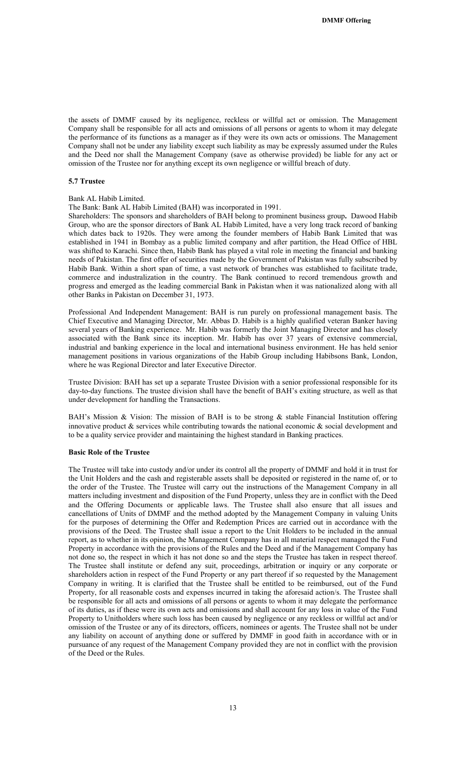the assets of DMMF caused by its negligence, reckless or willful act or omission. The Management Company shall be responsible for all acts and omissions of all persons or agents to whom it may delegate the performance of its functions as a manager as if they were its own acts or omissions. The Management Company shall not be under any liability except such liability as may be expressly assumed under the Rules and the Deed nor shall the Management Company (save as otherwise provided) be liable for any act or omission of the Trustee nor for anything except its own negligence or willful breach of duty.

### 5.7 Trustee

Bank AL Habib Limited.

The Bank: Bank AL Habib Limited (BAH) was incorporated in 1991.

Shareholders: The sponsors and shareholders of BAH belong to prominent business group**.** Dawood Habib Group, who are the sponsor directors of Bank AL Habib Limited, have a very long track record of banking which dates back to 1920s. They were among the founder members of Habib Bank Limited that was established in 1941 in Bombay as a public limited company and after partition, the Head Office of HBL was shifted to Karachi. Since then, Habib Bank has played a vital role in meeting the financial and banking needs of Pakistan. The first offer of securities made by the Government of Pakistan was fully subscribed by Habib Bank. Within a short span of time, a vast network of branches was established to facilitate trade, commerce and industrialization in the country. The Bank continued to record tremendous growth and progress and emerged as the leading commercial Bank in Pakistan when it was nationalized along with all other Banks in Pakistan on December 31, 1973.

Professional And Independent Management: BAH is run purely on professional management basis. The Chief Executive and Managing Director, Mr. Abbas D. Habib is a highly qualified veteran Banker having several years of Banking experience. Mr. Habib was formerly the Joint Managing Director and has closely associated with the Bank since its inception. Mr. Habib has over 37 years of extensive commercial, industrial and banking experience in the local and international business environment. He has held senior management positions in various organizations of the Habib Group including Habibsons Bank, London, where he was Regional Director and later Executive Director.

Trustee Division: BAH has set up a separate Trustee Division with a senior professional responsible for its day-to-day functions. The trustee division shall have the benefit of BAH's exiting structure, as well as that under development for handling the Transactions.

BAH's Mission & Vision: The mission of BAH is to be strong & stable Financial Institution offering innovative product & services while contributing towards the national economic & social development and to be a quality service provider and maintaining the highest standard in Banking practices.

**Basic Role of the Trustee**

The Trustee will take into custody and/or under its control all the property of DMMF and hold it in trust for the Unit Holders and the cash and registerable assets shall be deposited or registered in the name of, or to the order of the Trustee. The Trustee will carry out the instructions of the Management Company in all matters including investment and disposition of the Fund Property, unless they are in conflict with the Deed and the Offering Documents or applicable laws. The Trustee shall also ensure that all issues and cancellations of Units of DMMF and the method adopted by the Management Company in valuing Units for the purposes of determining the Offer and Redemption Prices are carried out in accordance with the provisions of the Deed. The Trustee shall issue a report to the Unit Holders to be included in the annual report, as to whether in its opinion, the Management Company has in all material respect managed the Fund Property in accordance with the provisions of the Rules and the Deed and if the Management Company has not done so, the respect in which it has not done so and the steps the Trustee has taken in respect thereof. The Trustee shall institute or defend any suit, proceedings, arbitration or inquiry or any corporate or shareholders action in respect of the Fund Property or any part thereof if so requested by the Management Company in writing. It is clarified that the Trustee shall be entitled to be reimbursed, out of the Fund Property, for all reasonable costs and expenses incurred in taking the aforesaid action/s. The Trustee shall be responsible for all acts and omissions of all persons or agents to whom it may delegate the performance of its duties, as if these were its own acts and omissions and shall account for any loss in value of the Fund Property to Unitholders where such loss has been caused by negligence or any reckless or willful act and/or omission of the Trustee or any of its directors, officers, nominees or agents. The Trustee shall not be under any liability on account of anything done or suffered by DMMF in good faith in accordance with or in pursuance of any request of the Management Company provided they are not in conflict with the provision of the Deed or the Rules.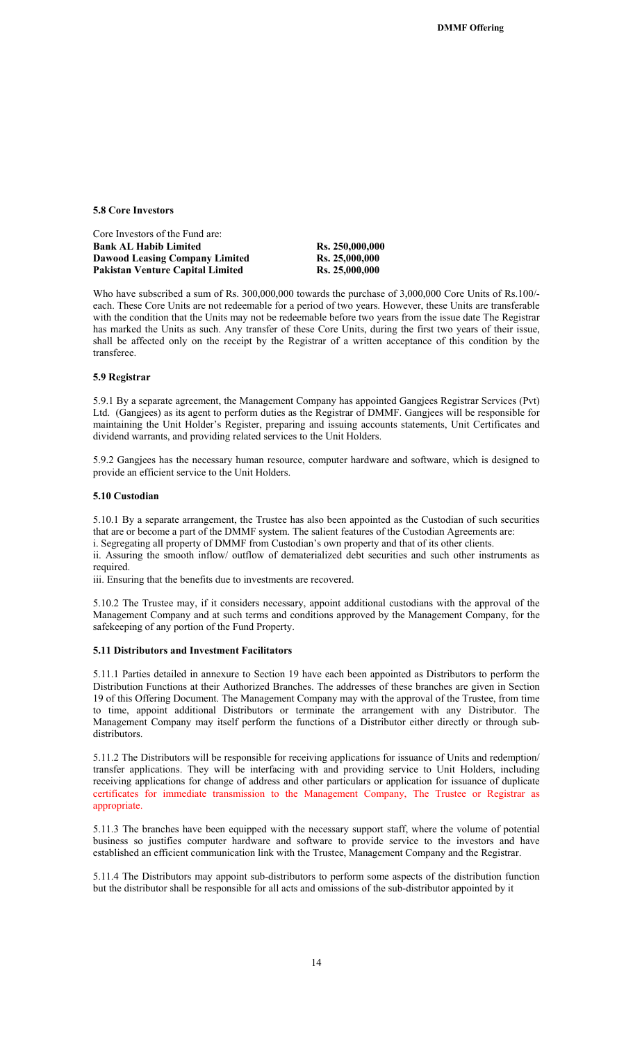### 5.8 Core Investors

Core Investors of the Fund are:

| | |
|---|---|
| **Bank AL Habib Limited** | **Rs. 250,000,000** |
| **Dawood Leasing Company Limited** | **Rs. 25,000,000** |
| **Pakistan Venture Capital Limited** | **Rs. 25,000,000** |

Who have subscribed a sum of Rs. 300,000,000 towards the purchase of 3,000,000 Core Units of Rs.100/- each. These Core Units are not redeemable for a period of two years. However, these Units are transferable with the condition that the Units may not be redeemable before two years from the issue date The Registrar has marked the Units as such. Any transfer of these Core Units, during the first two years of their issue, shall be affected only on the receipt by the Registrar of a written acceptance of this condition by the transferee.

### 5.9 Registrar

5.9.1 By a separate agreement, the Management Company has appointed Gangjees Registrar Services (Pvt) Ltd. (Gangjees) as its agent to perform duties as the Registrar of DMMF. Gangjees will be responsible for maintaining the Unit Holder's Register, preparing and issuing accounts statements, Unit Certificates and dividend warrants, and providing related services to the Unit Holders.

5.9.2 Gangjees has the necessary human resource, computer hardware and software, which is designed to provide an efficient service to the Unit Holders.

### 5.10 Custodian

5.10.1 By a separate arrangement, the Trustee has also been appointed as the Custodian of such securities that are or become a part of the DMMF system. The salient features of the Custodian Agreements are:

i. Segregating all property of DMMF from Custodian's own property and that of its other clients.

ii. Assuring the smooth inflow/ outflow of dematerialized debt securities and such other instruments as required.

iii. Ensuring that the benefits due to investments are recovered.

5.10.2 The Trustee may, if it considers necessary, appoint additional custodians with the approval of the Management Company and at such terms and conditions approved by the Management Company, for the safekeeping of any portion of the Fund Property.

### 5.11 Distributors and Investment Facilitators

5.11.1 Parties detailed in annexure to Section 19 have each been appointed as Distributors to perform the Distribution Functions at their Authorized Branches. The addresses of these branches are given in Section 19 of this Offering Document. The Management Company may with the approval of the Trustee, from time to time, appoint additional Distributors or terminate the arrangement with any Distributor. The Management Company may itself perform the functions of a Distributor either directly or through sub-distributors.

5.11.2 The Distributors will be responsible for receiving applications for issuance of Units and redemption/ transfer applications. They will be interfacing with and providing service to Unit Holders, including receiving applications for change of address and other particulars or application for issuance of duplicate certificates for immediate transmission to the Management Company, The Trustee or Registrar as appropriate.

5.11.3 The branches have been equipped with the necessary support staff, where the volume of potential business so justifies computer hardware and software to provide service to the investors and have established an efficient communication link with the Trustee, Management Company and the Registrar.

5.11.4 The Distributors may appoint sub-distributors to perform some aspects of the distribution function but the distributor shall be responsible for all acts and omissions of the sub-distributor appointed by it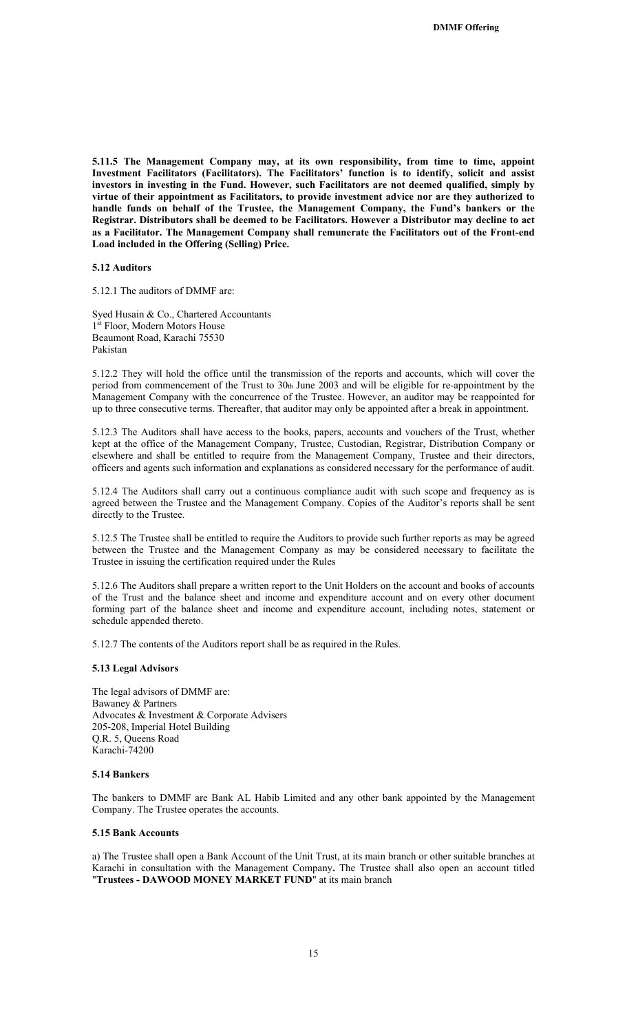**5.11.5 The Management Company may, at its own responsibility, from time to time, appoint Investment Facilitators (Facilitators). The Facilitators' function is to identify, solicit and assist investors in investing in the Fund. However, such Facilitators are not deemed qualified, simply by virtue of their appointment as Facilitators, to provide investment advice nor are they authorized to handle funds on behalf of the Trustee, the Management Company, the Fund's bankers or the Registrar. Distributors shall be deemed to be Facilitators. However a Distributor may decline to act as a Facilitator. The Management Company shall remunerate the Facilitators out of the Front-end Load included in the Offering (Selling) Price.**

**5.12 Auditors**

5.12.1 The auditors of DMMF are:

Syed Husain & Co., Chartered Accountants
1st Floor, Modern Motors House
Beaumont Road, Karachi 75530
Pakistan

5.12.2 They will hold the office until the transmission of the reports and accounts, which will cover the period from commencement of the Trust to 30th June 2003 and will be eligible for re-appointment by the Management Company with the concurrence of the Trustee. However, an auditor may be reappointed for up to three consecutive terms. Thereafter, that auditor may only be appointed after a break in appointment.

5.12.3 The Auditors shall have access to the books, papers, accounts and vouchers of the Trust, whether kept at the office of the Management Company, Trustee, Custodian, Registrar, Distribution Company or elsewhere and shall be entitled to require from the Management Company, Trustee and their directors, officers and agents such information and explanations as considered necessary for the performance of audit.

5.12.4 The Auditors shall carry out a continuous compliance audit with such scope and frequency as is agreed between the Trustee and the Management Company. Copies of the Auditor's reports shall be sent directly to the Trustee.

5.12.5 The Trustee shall be entitled to require the Auditors to provide such further reports as may be agreed between the Trustee and the Management Company as may be considered necessary to facilitate the Trustee in issuing the certification required under the Rules

5.12.6 The Auditors shall prepare a written report to the Unit Holders on the account and books of accounts of the Trust and the balance sheet and income and expenditure account and on every other document forming part of the balance sheet and income and expenditure account, including notes, statement or schedule appended thereto.

5.12.7 The contents of the Auditors report shall be as required in the Rules.

**5.13 Legal Advisors**

The legal advisors of DMMF are:
Bawaney & Partners
Advocates & Investment & Corporate Advisers
205-208, Imperial Hotel Building
Q.R. 5, Queens Road
Karachi-74200

**5.14 Bankers**

The bankers to DMMF are Bank AL Habib Limited and any other bank appointed by the Management Company. The Trustee operates the accounts.

**5.15 Bank Accounts**

a) The Trustee shall open a Bank Account of the Unit Trust, at its main branch or other suitable branches at Karachi in consultation with the Management Company**.** The Trustee shall also open an account titled "**Trustees - DAWOOD MONEY MARKET FUND**" at its main branch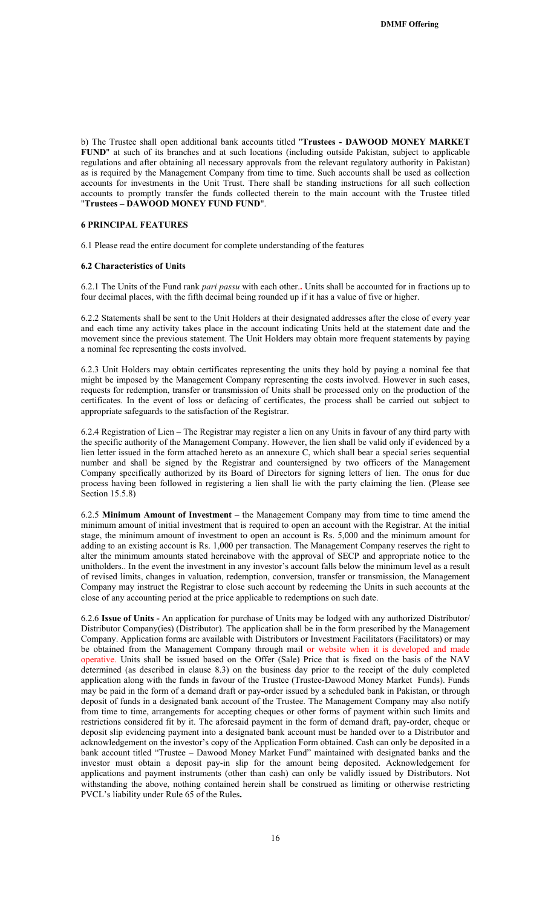b) The Trustee shall open additional bank accounts titled "**Trustees - DAWOOD MONEY MARKET FUND**" at such of its branches and at such locations (including outside Pakistan, subject to applicable regulations and after obtaining all necessary approvals from the relevant regulatory authority in Pakistan) as is required by the Management Company from time to time. Such accounts shall be used as collection accounts for investments in the Unit Trust. There shall be standing instructions for all such collection accounts to promptly transfer the funds collected therein to the main account with the Trustee titled "**Trustees – DAWOOD MONEY FUND FUND**".

## 6 PRINCIPAL FEATURES

6.1 Please read the entire document for complete understanding of the features

### 6.2 Characteristics of Units

6.2.1 The Units of the Fund rank *pari passu* with each other.**.** Units shall be accounted for in fractions up to four decimal places, with the fifth decimal being rounded up if it has a value of five or higher.

6.2.2 Statements shall be sent to the Unit Holders at their designated addresses after the close of every year and each time any activity takes place in the account indicating Units held at the statement date and the movement since the previous statement. The Unit Holders may obtain more frequent statements by paying a nominal fee representing the costs involved.

6.2.3 Unit Holders may obtain certificates representing the units they hold by paying a nominal fee that might be imposed by the Management Company representing the costs involved. However in such cases, requests for redemption, transfer or transmission of Units shall be processed only on the production of the certificates. In the event of loss or defacing of certificates, the process shall be carried out subject to appropriate safeguards to the satisfaction of the Registrar.

6.2.4 Registration of Lien – The Registrar may register a lien on any Units in favour of any third party with the specific authority of the Management Company. However, the lien shall be valid only if evidenced by a lien letter issued in the form attached hereto as an annexure C, which shall bear a special series sequential number and shall be signed by the Registrar and countersigned by two officers of the Management Company specifically authorized by its Board of Directors for signing letters of lien. The onus for due process having been followed in registering a lien shall lie with the party claiming the lien. (Please see Section 15.5.8)

6.2.5 **Minimum Amount of Investment** – the Management Company may from time to time amend the minimum amount of initial investment that is required to open an account with the Registrar. At the initial stage, the minimum amount of investment to open an account is Rs. 5,000 and the minimum amount for adding to an existing account is Rs. 1,000 per transaction. The Management Company reserves the right to alter the minimum amounts stated hereinabove with the approval of SECP and appropriate notice to the unitholders.. In the event the investment in any investor's account falls below the minimum level as a result of revised limits, changes in valuation, redemption, conversion, transfer or transmission, the Management Company may instruct the Registrar to close such account by redeeming the Units in such accounts at the close of any accounting period at the price applicable to redemptions on such date.

6.2.6 **Issue of Units -** An application for purchase of Units may be lodged with any authorized Distributor/ Distributor Company(ies) (Distributor). The application shall be in the form prescribed by the Management Company. Application forms are available with Distributors or Investment Facilitators (Facilitators) or may be obtained from the Management Company through mail or website when it is developed and made operative. Units shall be issued based on the Offer (Sale) Price that is fixed on the basis of the NAV determined (as described in clause 8.3) on the business day prior to the receipt of the duly completed application along with the funds in favour of the Trustee (Trustee-Dawood Money Market Funds). Funds may be paid in the form of a demand draft or pay-order issued by a scheduled bank in Pakistan, or through deposit of funds in a designated bank account of the Trustee. The Management Company may also notify from time to time, arrangements for accepting cheques or other forms of payment within such limits and restrictions considered fit by it. The aforesaid payment in the form of demand draft, pay-order, cheque or deposit slip evidencing payment into a designated bank account must be handed over to a Distributor and acknowledgement on the investor's copy of the Application Form obtained. Cash can only be deposited in a bank account titled "Trustee – Dawood Money Market Fund" maintained with designated banks and the investor must obtain a deposit pay-in slip for the amount being deposited. Acknowledgement for applications and payment instruments (other than cash) can only be validly issued by Distributors. Not withstanding the above, nothing contained herein shall be construed as limiting or otherwise restricting PVCL's liability under Rule 65 of the Rules**.**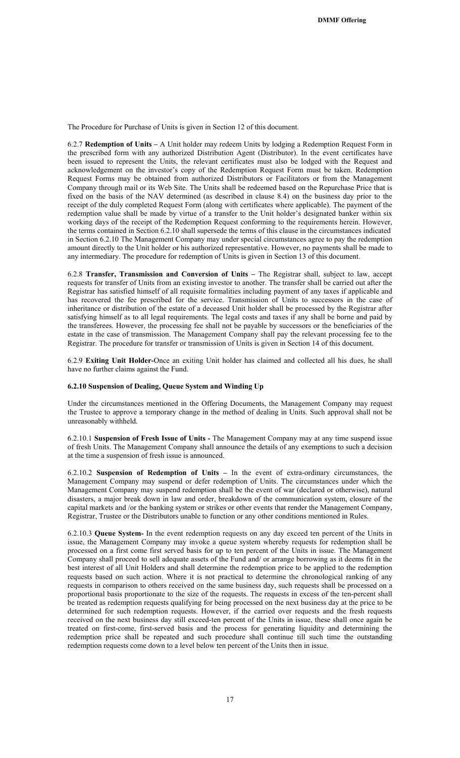The Procedure for Purchase of Units is given in Section 12 of this document.

6.2.7 **Redemption of Units –** A Unit holder may redeem Units by lodging a Redemption Request Form in the prescribed form with any authorized Distribution Agent (Distributor). In the event certificates have been issued to represent the Units, the relevant certificates must also be lodged with the Request and acknowledgement on the investor's copy of the Redemption Request Form must be taken. Redemption Request Forms may be obtained from authorized Distributors or Facilitators or from the Management Company through mail or its Web Site. The Units shall be redeemed based on the Repurchase Price that is fixed on the basis of the NAV determined (as described in clause 8.4) on the business day prior to the receipt of the duly completed Request Form (along with certificates where applicable). The payment of the redemption value shall be made by virtue of a transfer to the Unit holder's designated banker within six working days of the receipt of the Redemption Request conforming to the requirements herein. However, the terms contained in Section 6.2.10 shall supersede the terms of this clause in the circumstances indicated in Section 6.2.10 The Management Company may under special circumstances agree to pay the redemption amount directly to the Unit holder or his authorized representative. However, no payments shall be made to any intermediary. The procedure for redemption of Units is given in Section 13 of this document.

6.2.8 **Transfer, Transmission and Conversion of Units –** The Registrar shall, subject to law, accept requests for transfer of Units from an existing investor to another. The transfer shall be carried out after the Registrar has satisfied himself of all requisite formalities including payment of any taxes if applicable and has recovered the fee prescribed for the service. Transmission of Units to successors in the case of inheritance or distribution of the estate of a deceased Unit holder shall be processed by the Registrar after satisfying himself as to all legal requirements. The legal costs and taxes if any shall be borne and paid by the transferees. However, the processing fee shall not be payable by successors or the beneficiaries of the estate in the case of transmission. The Management Company shall pay the relevant processing fee to the Registrar. The procedure for transfer or transmission of Units is given in Section 14 of this document.

6.2.9 **Exiting Unit Holder-**Once an exiting Unit holder has claimed and collected all his dues, he shall have no further claims against the Fund.

**6.2.10 Suspension of Dealing, Queue System and Winding Up**

Under the circumstances mentioned in the Offering Documents, the Management Company may request the Trustee to approve a temporary change in the method of dealing in Units. Such approval shall not be unreasonably withheld.

6.2.10.1 **Suspension of Fresh Issue of Units -** The Management Company may at any time suspend issue of fresh Units. The Management Company shall announce the details of any exemptions to such a decision at the time a suspension of fresh issue is announced.

6.2.10.2 **Suspension of Redemption of Units –** In the event of extra-ordinary circumstances, the Management Company may suspend or defer redemption of Units. The circumstances under which the Management Company may suspend redemption shall be the event of war (declared or otherwise), natural disasters, a major break down in law and order, breakdown of the communication system, closure of the capital markets and /or the banking system or strikes or other events that render the Management Company, Registrar, Trustee or the Distributors unable to function or any other conditions mentioned in Rules.

6.2.10.3 **Queue System-** In the event redemption requests on any day exceed ten percent of the Units in issue, the Management Company may invoke a queue system whereby requests for redemption shall be processed on a first come first served basis for up to ten percent of the Units in issue. The Management Company shall proceed to sell adequate assets of the Fund and/ or arrange borrowing as it deems fit in the best interest of all Unit Holders and shall determine the redemption price to be applied to the redemption requests based on such action. Where it is not practical to determine the chronological ranking of any requests in comparison to others received on the same business day, such requests shall be processed on a proportional basis proportionate to the size of the requests. The requests in excess of the ten-percent shall be treated as redemption requests qualifying for being processed on the next business day at the price to be determined for such redemption requests. However, if the carried over requests and the fresh requests received on the next business day still exceed-ten percent of the Units in issue, these shall once again be treated on first-come, first-served basis and the process for generating liquidity and determining the redemption price shall be repeated and such procedure shall continue till such time the outstanding redemption requests come down to a level below ten percent of the Units then in issue.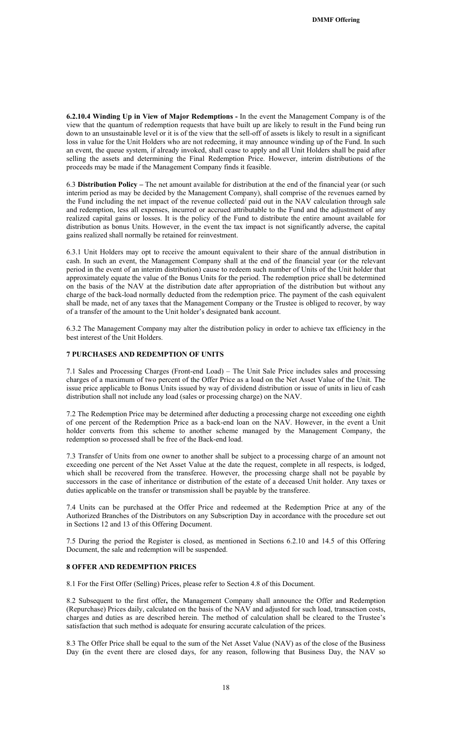**6.2.10.4 Winding Up in View of Major Redemptions -** In the event the Management Company is of the view that the quantum of redemption requests that have built up are likely to result in the Fund being run down to an unsustainable level or it is of the view that the sell-off of assets is likely to result in a significant loss in value for the Unit Holders who are not redeeming, it may announce winding up of the Fund. In such an event, the queue system, if already invoked, shall cease to apply and all Unit Holders shall be paid after selling the assets and determining the Final Redemption Price. However, interim distributions of the proceeds may be made if the Management Company finds it feasible.

6.3 **Distribution Policy –** The net amount available for distribution at the end of the financial year (or such interim period as may be decided by the Management Company), shall comprise of the revenues earned by the Fund including the net impact of the revenue collected/ paid out in the NAV calculation through sale and redemption, less all expenses, incurred or accrued attributable to the Fund and the adjustment of any realized capital gains or losses. It is the policy of the Fund to distribute the entire amount available for distribution as bonus Units. However, in the event the tax impact is not significantly adverse, the capital gains realized shall normally be retained for reinvestment.

6.3.1 Unit Holders may opt to receive the amount equivalent to their share of the annual distribution in cash. In such an event, the Management Company shall at the end of the financial year (or the relevant period in the event of an interim distribution) cause to redeem such number of Units of the Unit holder that approximately equate the value of the Bonus Units for the period. The redemption price shall be determined on the basis of the NAV at the distribution date after appropriation of the distribution but without any charge of the back-load normally deducted from the redemption price. The payment of the cash equivalent shall be made, net of any taxes that the Management Company or the Trustee is obliged to recover, by way of a transfer of the amount to the Unit holder's designated bank account.

6.3.2 The Management Company may alter the distribution policy in order to achieve tax efficiency in the best interest of the Unit Holders.

## 7 PURCHASES AND REDEMPTION OF UNITS

7.1 Sales and Processing Charges (Front-end Load) – The Unit Sale Price includes sales and processing charges of a maximum of two percent of the Offer Price as a load on the Net Asset Value of the Unit. The issue price applicable to Bonus Units issued by way of dividend distribution or issue of units in lieu of cash distribution shall not include any load (sales or processing charge) on the NAV.

7.2 The Redemption Price may be determined after deducting a processing charge not exceeding one eighth of one percent of the Redemption Price as a back-end loan on the NAV. However, in the event a Unit holder converts from this scheme to another scheme managed by the Management Company, the redemption so processed shall be free of the Back-end load.

7.3 Transfer of Units from one owner to another shall be subject to a processing charge of an amount not exceeding one percent of the Net Asset Value at the date the request, complete in all respects, is lodged, which shall be recovered from the transferee. However, the processing charge shall not be payable by successors in the case of inheritance or distribution of the estate of a deceased Unit holder. Any taxes or duties applicable on the transfer or transmission shall be payable by the transferee.

7.4 Units can be purchased at the Offer Price and redeemed at the Redemption Price at any of the Authorized Branches of the Distributors on any Subscription Day in accordance with the procedure set out in Sections 12 and 13 of this Offering Document.

7.5 During the period the Register is closed, as mentioned in Sections 6.2.10 and 14.5 of this Offering Document, the sale and redemption will be suspended.

## 8 OFFER AND REDEMPTION PRICES

8.1 For the First Offer (Selling) Prices, please refer to Section 4.8 of this Document.

8.2 Subsequent to the first offer**,** the Management Company shall announce the Offer and Redemption (Repurchase) Prices daily, calculated on the basis of the NAV and adjusted for such load, transaction costs, charges and duties as are described herein. The method of calculation shall be cleared to the Trustee's satisfaction that such method is adequate for ensuring accurate calculation of the prices.

8.3 The Offer Price shall be equal to the sum of the Net Asset Value (NAV) as of the close of the Business Day **(**in the event there are closed days, for any reason, following that Business Day, the NAV so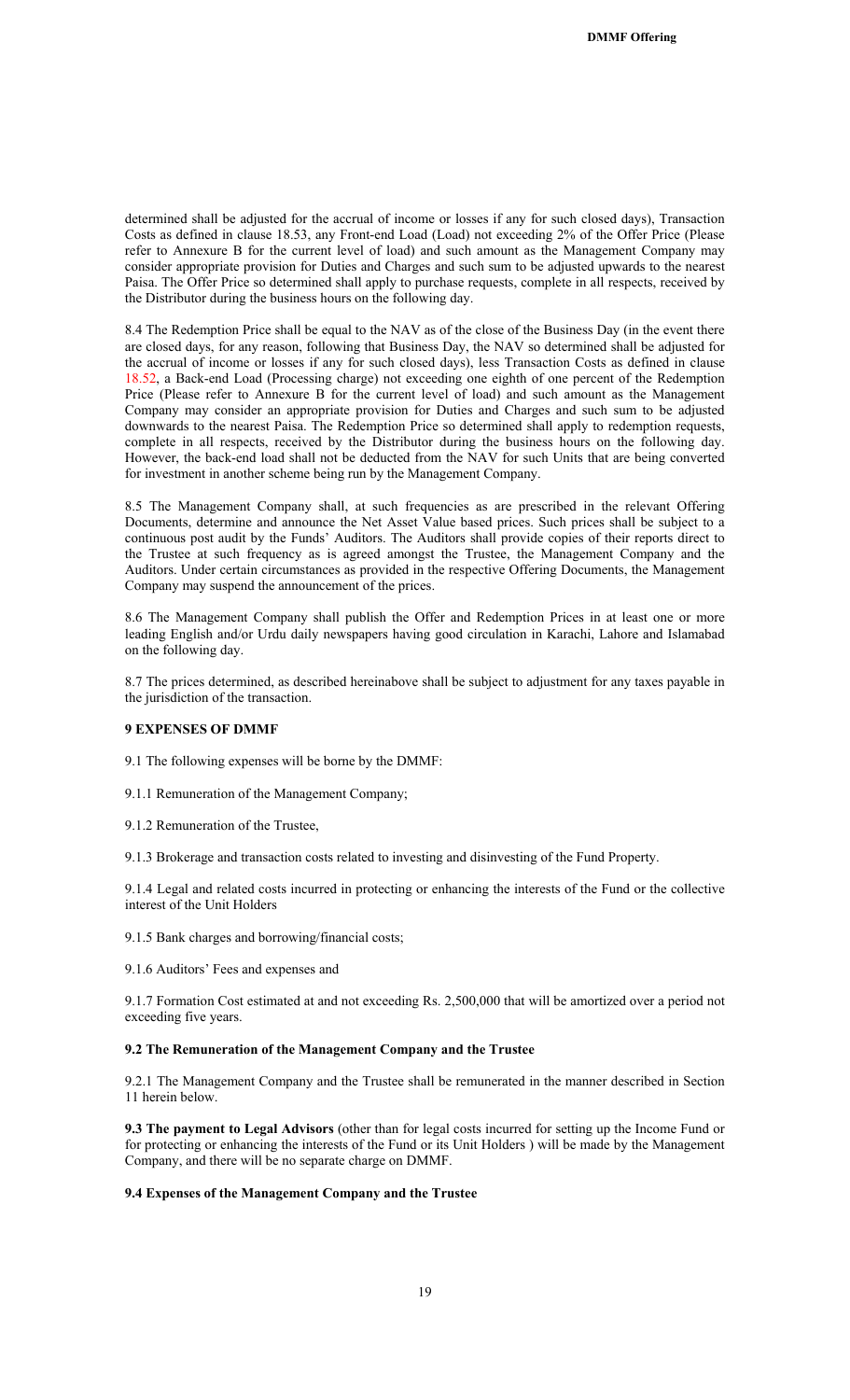determined shall be adjusted for the accrual of income or losses if any for such closed days), Transaction Costs as defined in clause 18.53, any Front-end Load (Load) not exceeding 2% of the Offer Price (Please refer to Annexure B for the current level of load) and such amount as the Management Company may consider appropriate provision for Duties and Charges and such sum to be adjusted upwards to the nearest Paisa. The Offer Price so determined shall apply to purchase requests, complete in all respects, received by the Distributor during the business hours on the following day.

8.4 The Redemption Price shall be equal to the NAV as of the close of the Business Day (in the event there are closed days, for any reason, following that Business Day, the NAV so determined shall be adjusted for the accrual of income or losses if any for such closed days), less Transaction Costs as defined in clause 18.52, a Back-end Load (Processing charge) not exceeding one eighth of one percent of the Redemption Price (Please refer to Annexure B for the current level of load) and such amount as the Management Company may consider an appropriate provision for Duties and Charges and such sum to be adjusted downwards to the nearest Paisa. The Redemption Price so determined shall apply to redemption requests, complete in all respects, received by the Distributor during the business hours on the following day. However, the back-end load shall not be deducted from the NAV for such Units that are being converted for investment in another scheme being run by the Management Company.

8.5 The Management Company shall, at such frequencies as are prescribed in the relevant Offering Documents, determine and announce the Net Asset Value based prices. Such prices shall be subject to a continuous post audit by the Funds' Auditors. The Auditors shall provide copies of their reports direct to the Trustee at such frequency as is agreed amongst the Trustee, the Management Company and the Auditors. Under certain circumstances as provided in the respective Offering Documents, the Management Company may suspend the announcement of the prices.

8.6 The Management Company shall publish the Offer and Redemption Prices in at least one or more leading English and/or Urdu daily newspapers having good circulation in Karachi, Lahore and Islamabad on the following day.

8.7 The prices determined, as described hereinabove shall be subject to adjustment for any taxes payable in the jurisdiction of the transaction.

## 9 EXPENSES OF DMMF

9.1 The following expenses will be borne by the DMMF:

9.1.1 Remuneration of the Management Company;

9.1.2 Remuneration of the Trustee,

9.1.3 Brokerage and transaction costs related to investing and disinvesting of the Fund Property.

9.1.4 Legal and related costs incurred in protecting or enhancing the interests of the Fund or the collective interest of the Unit Holders

9.1.5 Bank charges and borrowing/financial costs;

9.1.6 Auditors' Fees and expenses and

9.1.7 Formation Cost estimated at and not exceeding Rs. 2,500,000 that will be amortized over a period not exceeding five years.

### 9.2 The Remuneration of the Management Company and the Trustee

9.2.1 The Management Company and the Trustee shall be remunerated in the manner described in Section 11 herein below.

**9.3 The payment to Legal Advisors** (other than for legal costs incurred for setting up the Income Fund or for protecting or enhancing the interests of the Fund or its Unit Holders ) will be made by the Management Company, and there will be no separate charge on DMMF.

### 9.4 Expenses of the Management Company and the Trustee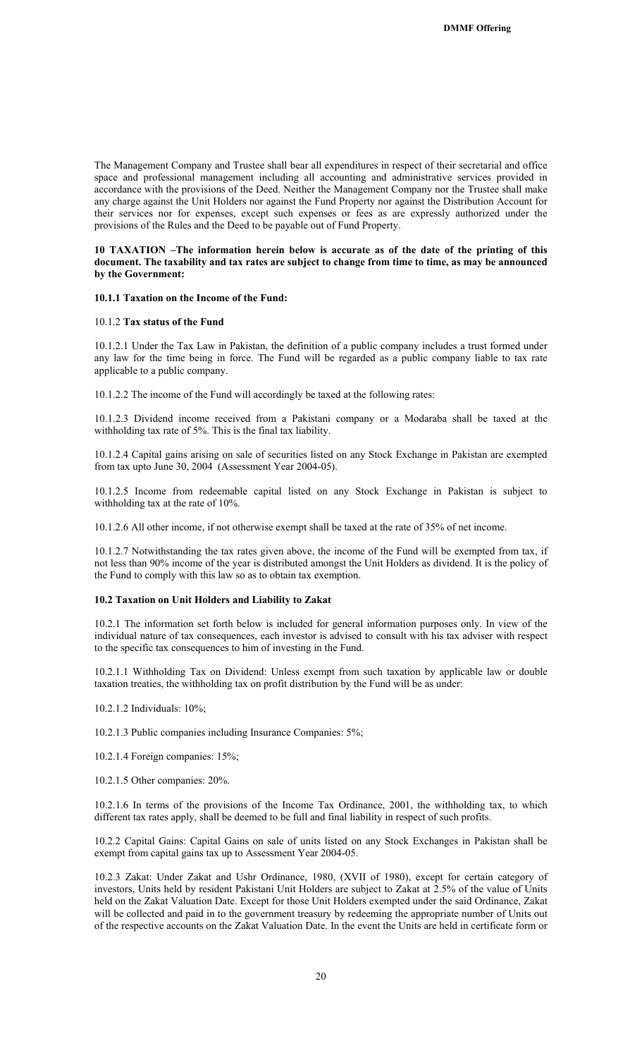The Management Company and Trustee shall bear all expenditures in respect of their secretarial and office space and professional management including all accounting and administrative services provided in accordance with the provisions of the Deed. Neither the Management Company nor the Trustee shall make any charge against the Unit Holders nor against the Fund Property nor against the Distribution Account for their services nor for expenses, except such expenses or fees as are expressly authorized under the provisions of the Rules and the Deed to be payable out of Fund Property.

**10 TAXATION –The information herein below is accurate as of the date of the printing of this document. The taxability and tax rates are subject to change from time to time, as may be announced by the Government:**

**10.1.1 Taxation on the Income of the Fund:**

10.1.2 **Tax status of the Fund**

10.1.2.1 Under the Tax Law in Pakistan, the definition of a public company includes a trust formed under any law for the time being in force. The Fund will be regarded as a public company liable to tax rate applicable to a public company.

10.1.2.2 The income of the Fund will accordingly be taxed at the following rates:

10.1.2.3 Dividend income received from a Pakistani company or a Modaraba shall be taxed at the withholding tax rate of 5%. This is the final tax liability.

10.1.2.4 Capital gains arising on sale of securities listed on any Stock Exchange in Pakistan are exempted from tax upto June 30, 2004 (Assessment Year 2004-05).

10.1.2.5 Income from redeemable capital listed on any Stock Exchange in Pakistan is subject to withholding tax at the rate of 10%.

10.1.2.6 All other income, if not otherwise exempt shall be taxed at the rate of 35% of net income.

10.1.2.7 Notwithstanding the tax rates given above, the income of the Fund will be exempted from tax, if not less than 90% income of the year is distributed amongst the Unit Holders as dividend. It is the policy of the Fund to comply with this law so as to obtain tax exemption.

**10.2 Taxation on Unit Holders and Liability to Zakat**

10.2.1 The information set forth below is included for general information purposes only. In view of the individual nature of tax consequences, each investor is advised to consult with his tax adviser with respect to the specific tax consequences to him of investing in the Fund.

10.2.1.1 Withholding Tax on Dividend: Unless exempt from such taxation by applicable law or double taxation treaties, the withholding tax on profit distribution by the Fund will be as under:

10.2.1.2 Individuals: 10%;

10.2.1.3 Public companies including Insurance Companies: 5%;

10.2.1.4 Foreign companies: 15%;

10.2.1.5 Other companies: 20%.

10.2.1.6 In terms of the provisions of the Income Tax Ordinance, 2001, the withholding tax, to which different tax rates apply, shall be deemed to be full and final liability in respect of such profits.

10.2.2 Capital Gains: Capital Gains on sale of units listed on any Stock Exchanges in Pakistan shall be exempt from capital gains tax up to Assessment Year 2004-05.

10.2.3 Zakat: Under Zakat and Ushr Ordinance, 1980, (XVII of 1980), except for certain category of investors, Units held by resident Pakistani Unit Holders are subject to Zakat at 2.5% of the value of Units held on the Zakat Valuation Date. Except for those Unit Holders exempted under the said Ordinance, Zakat will be collected and paid in to the government treasury by redeeming the appropriate number of Units out of the respective accounts on the Zakat Valuation Date. In the event the Units are held in certificate form or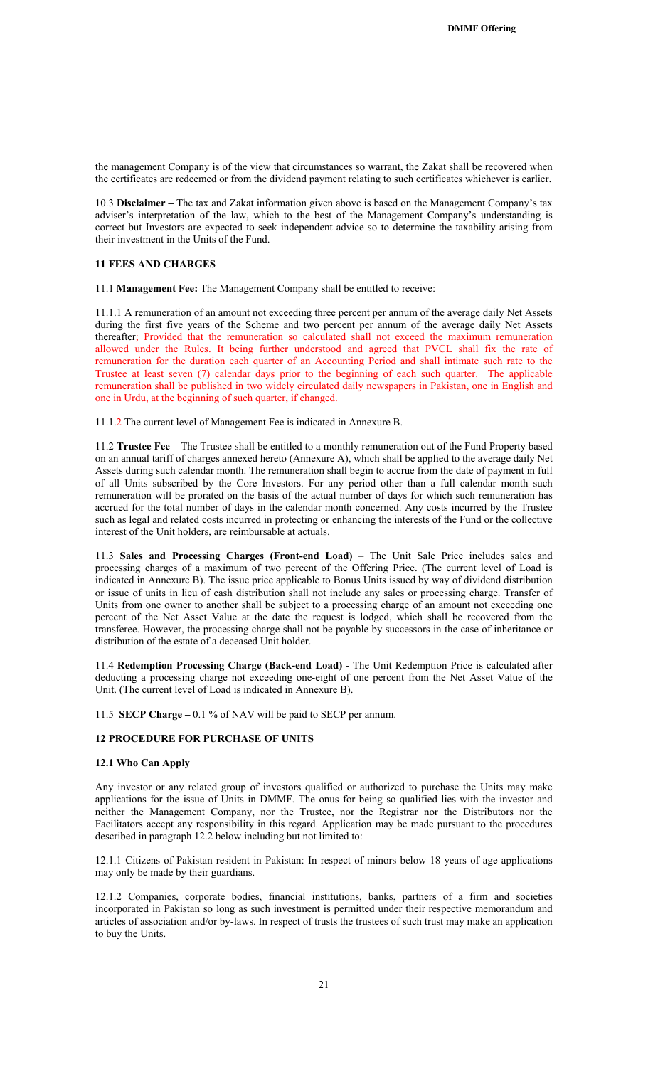the management Company is of the view that circumstances so warrant, the Zakat shall be recovered when the certificates are redeemed or from the dividend payment relating to such certificates whichever is earlier.

10.3 **Disclaimer –** The tax and Zakat information given above is based on the Management Company's tax adviser's interpretation of the law, which to the best of the Management Company's understanding is correct but Investors are expected to seek independent advice so to determine the taxability arising from their investment in the Units of the Fund.

## 11 FEES AND CHARGES

11.1 **Management Fee:** The Management Company shall be entitled to receive:

11.1.1 A remuneration of an amount not exceeding three percent per annum of the average daily Net Assets during the first five years of the Scheme and two percent per annum of the average daily Net Assets thereafter; Provided that the remuneration so calculated shall not exceed the maximum remuneration allowed under the Rules. It being further understood and agreed that PVCL shall fix the rate of remuneration for the duration each quarter of an Accounting Period and shall intimate such rate to the Trustee at least seven (7) calendar days prior to the beginning of each such quarter. The applicable remuneration shall be published in two widely circulated daily newspapers in Pakistan, one in English and one in Urdu, at the beginning of such quarter, if changed.

11.1.2 The current level of Management Fee is indicated in Annexure B.

11.2 **Trustee Fee** – The Trustee shall be entitled to a monthly remuneration out of the Fund Property based on an annual tariff of charges annexed hereto (Annexure A), which shall be applied to the average daily Net Assets during such calendar month. The remuneration shall begin to accrue from the date of payment in full of all Units subscribed by the Core Investors. For any period other than a full calendar month such remuneration will be prorated on the basis of the actual number of days for which such remuneration has accrued for the total number of days in the calendar month concerned. Any costs incurred by the Trustee such as legal and related costs incurred in protecting or enhancing the interests of the Fund or the collective interest of the Unit holders, are reimbursable at actuals.

11.3 **Sales and Processing Charges (Front-end Load)** – The Unit Sale Price includes sales and processing charges of a maximum of two percent of the Offering Price. (The current level of Load is indicated in Annexure B). The issue price applicable to Bonus Units issued by way of dividend distribution or issue of units in lieu of cash distribution shall not include any sales or processing charge. Transfer of Units from one owner to another shall be subject to a processing charge of an amount not exceeding one percent of the Net Asset Value at the date the request is lodged, which shall be recovered from the transferee. However, the processing charge shall not be payable by successors in the case of inheritance or distribution of the estate of a deceased Unit holder.

11.4 **Redemption Processing Charge (Back-end Load)** - The Unit Redemption Price is calculated after deducting a processing charge not exceeding one-eight of one percent from the Net Asset Value of the Unit. (The current level of Load is indicated in Annexure B).

11.5 **SECP Charge –** 0.1 % of NAV will be paid to SECP per annum.

## 12 PROCEDURE FOR PURCHASE OF UNITS

### 12.1 Who Can Apply

Any investor or any related group of investors qualified or authorized to purchase the Units may make applications for the issue of Units in DMMF. The onus for being so qualified lies with the investor and neither the Management Company, nor the Trustee, nor the Registrar nor the Distributors nor the Facilitators accept any responsibility in this regard. Application may be made pursuant to the procedures described in paragraph 12.2 below including but not limited to:

12.1.1 Citizens of Pakistan resident in Pakistan: In respect of minors below 18 years of age applications may only be made by their guardians.

12.1.2 Companies, corporate bodies, financial institutions, banks, partners of a firm and societies incorporated in Pakistan so long as such investment is permitted under their respective memorandum and articles of association and/or by-laws. In respect of trusts the trustees of such trust may make an application to buy the Units.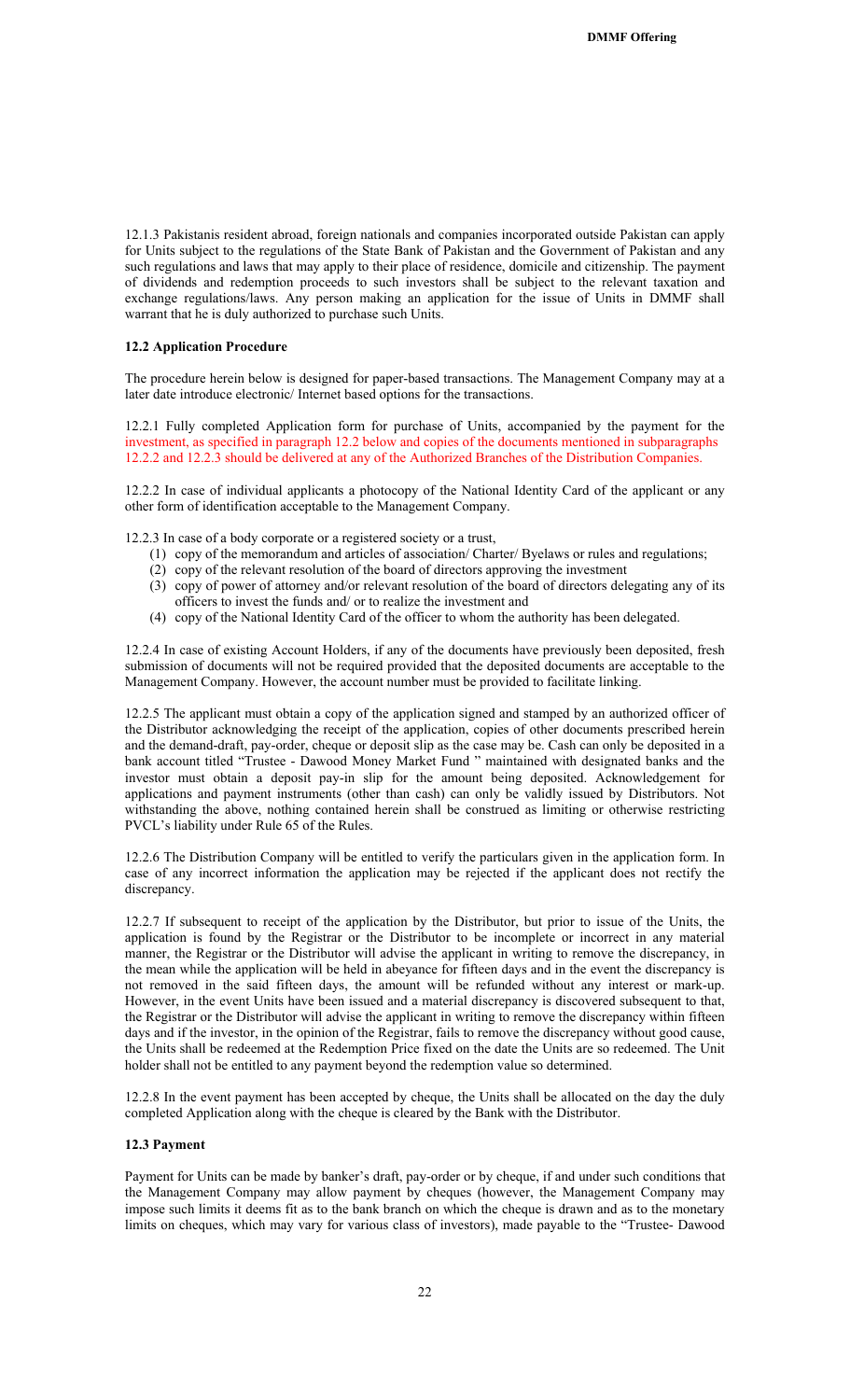12.1.3 Pakistanis resident abroad, foreign nationals and companies incorporated outside Pakistan can apply for Units subject to the regulations of the State Bank of Pakistan and the Government of Pakistan and any such regulations and laws that may apply to their place of residence, domicile and citizenship. The payment of dividends and redemption proceeds to such investors shall be subject to the relevant taxation and exchange regulations/laws. Any person making an application for the issue of Units in DMMF shall warrant that he is duly authorized to purchase such Units.

**12.2 Application Procedure**

The procedure herein below is designed for paper-based transactions. The Management Company may at a later date introduce electronic/ Internet based options for the transactions.

12.2.1 Fully completed Application form for purchase of Units, accompanied by the payment for the investment, as specified in paragraph 12.2 below and copies of the documents mentioned in subparagraphs 12.2.2 and 12.2.3 should be delivered at any of the Authorized Branches of the Distribution Companies.

12.2.2 In case of individual applicants a photocopy of the National Identity Card of the applicant or any other form of identification acceptable to the Management Company.

12.2.3 In case of a body corporate or a registered society or a trust,

(1) copy of the memorandum and articles of association/ Charter/ Byelaws or rules and regulations;
(2) copy of the relevant resolution of the board of directors approving the investment
(3) copy of power of attorney and/or relevant resolution of the board of directors delegating any of its officers to invest the funds and/ or to realize the investment and
(4) copy of the National Identity Card of the officer to whom the authority has been delegated.

12.2.4 In case of existing Account Holders, if any of the documents have previously been deposited, fresh submission of documents will not be required provided that the deposited documents are acceptable to the Management Company. However, the account number must be provided to facilitate linking.

12.2.5 The applicant must obtain a copy of the application signed and stamped by an authorized officer of the Distributor acknowledging the receipt of the application, copies of other documents prescribed herein and the demand-draft, pay-order, cheque or deposit slip as the case may be. Cash can only be deposited in a bank account titled "Trustee - Dawood Money Market Fund " maintained with designated banks and the investor must obtain a deposit pay-in slip for the amount being deposited. Acknowledgement for applications and payment instruments (other than cash) can only be validly issued by Distributors. Not withstanding the above, nothing contained herein shall be construed as limiting or otherwise restricting PVCL's liability under Rule 65 of the Rules.

12.2.6 The Distribution Company will be entitled to verify the particulars given in the application form. In case of any incorrect information the application may be rejected if the applicant does not rectify the discrepancy.

12.2.7 If subsequent to receipt of the application by the Distributor, but prior to issue of the Units, the application is found by the Registrar or the Distributor to be incomplete or incorrect in any material manner, the Registrar or the Distributor will advise the applicant in writing to remove the discrepancy, in the mean while the application will be held in abeyance for fifteen days and in the event the discrepancy is not removed in the said fifteen days, the amount will be refunded without any interest or mark-up. However, in the event Units have been issued and a material discrepancy is discovered subsequent to that, the Registrar or the Distributor will advise the applicant in writing to remove the discrepancy within fifteen days and if the investor, in the opinion of the Registrar, fails to remove the discrepancy without good cause, the Units shall be redeemed at the Redemption Price fixed on the date the Units are so redeemed. The Unit holder shall not be entitled to any payment beyond the redemption value so determined.

12.2.8 In the event payment has been accepted by cheque, the Units shall be allocated on the day the duly completed Application along with the cheque is cleared by the Bank with the Distributor.

**12.3 Payment**

Payment for Units can be made by banker's draft, pay-order or by cheque, if and under such conditions that the Management Company may allow payment by cheques (however, the Management Company may impose such limits it deems fit as to the bank branch on which the cheque is drawn and as to the monetary limits on cheques, which may vary for various class of investors), made payable to the "Trustee- Dawood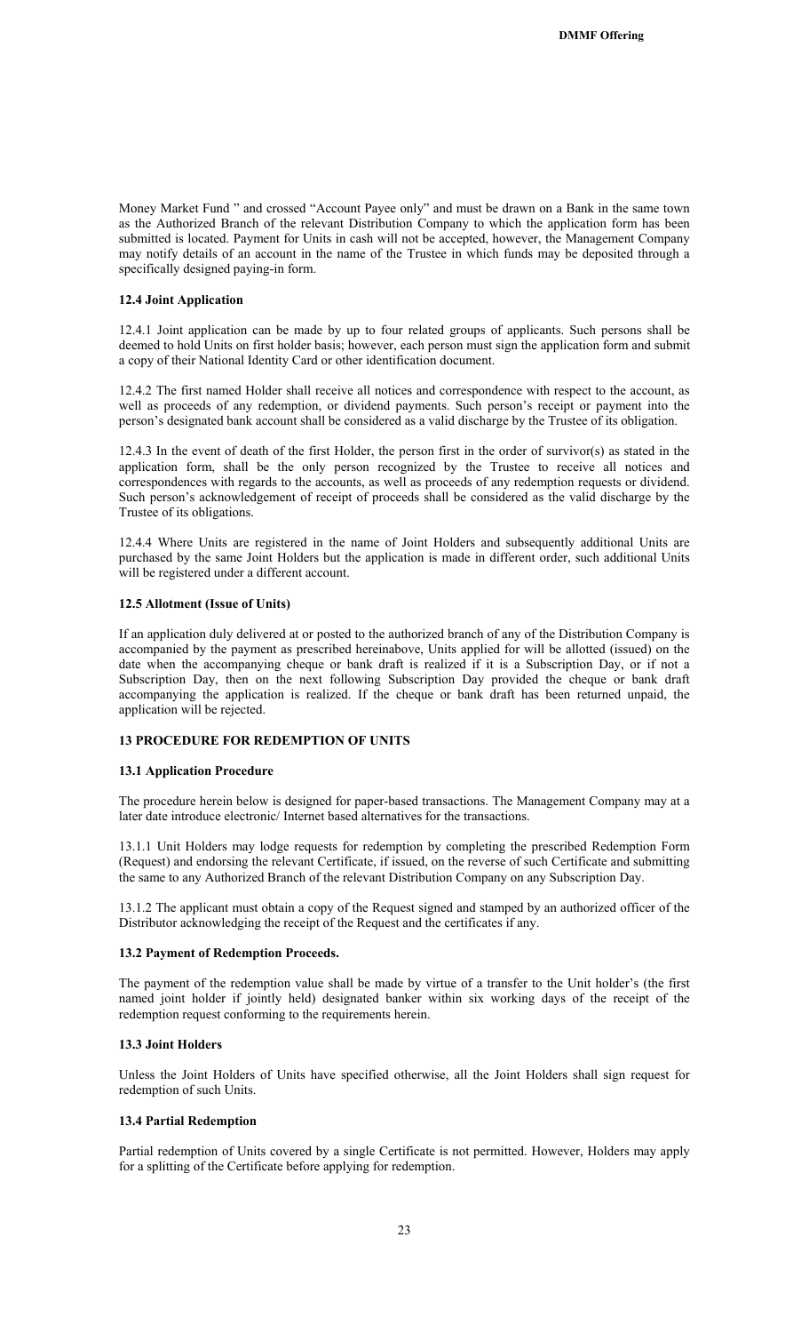Money Market Fund " and crossed "Account Payee only" and must be drawn on a Bank in the same town as the Authorized Branch of the relevant Distribution Company to which the application form has been submitted is located. Payment for Units in cash will not be accepted, however, the Management Company may notify details of an account in the name of the Trustee in which funds may be deposited through a specifically designed paying-in form.

### 12.4 Joint Application

12.4.1 Joint application can be made by up to four related groups of applicants. Such persons shall be deemed to hold Units on first holder basis; however, each person must sign the application form and submit a copy of their National Identity Card or other identification document.

12.4.2 The first named Holder shall receive all notices and correspondence with respect to the account, as well as proceeds of any redemption, or dividend payments. Such person's receipt or payment into the person's designated bank account shall be considered as a valid discharge by the Trustee of its obligation.

12.4.3 In the event of death of the first Holder, the person first in the order of survivor(s) as stated in the application form, shall be the only person recognized by the Trustee to receive all notices and correspondences with regards to the accounts, as well as proceeds of any redemption requests or dividend. Such person's acknowledgement of receipt of proceeds shall be considered as the valid discharge by the Trustee of its obligations.

12.4.4 Where Units are registered in the name of Joint Holders and subsequently additional Units are purchased by the same Joint Holders but the application is made in different order, such additional Units will be registered under a different account.

### 12.5 Allotment (Issue of Units)

If an application duly delivered at or posted to the authorized branch of any of the Distribution Company is accompanied by the payment as prescribed hereinabove, Units applied for will be allotted (issued) on the date when the accompanying cheque or bank draft is realized if it is a Subscription Day, or if not a Subscription Day, then on the next following Subscription Day provided the cheque or bank draft accompanying the application is realized. If the cheque or bank draft has been returned unpaid, the application will be rejected.

## 13 PROCEDURE FOR REDEMPTION OF UNITS

### 13.1 Application Procedure

The procedure herein below is designed for paper-based transactions. The Management Company may at a later date introduce electronic/ Internet based alternatives for the transactions.

13.1.1 Unit Holders may lodge requests for redemption by completing the prescribed Redemption Form (Request) and endorsing the relevant Certificate, if issued, on the reverse of such Certificate and submitting the same to any Authorized Branch of the relevant Distribution Company on any Subscription Day.

13.1.2 The applicant must obtain a copy of the Request signed and stamped by an authorized officer of the Distributor acknowledging the receipt of the Request and the certificates if any.

### 13.2 Payment of Redemption Proceeds.

The payment of the redemption value shall be made by virtue of a transfer to the Unit holder's (the first named joint holder if jointly held) designated banker within six working days of the receipt of the redemption request conforming to the requirements herein.

### 13.3 Joint Holders

Unless the Joint Holders of Units have specified otherwise, all the Joint Holders shall sign request for redemption of such Units.

### 13.4 Partial Redemption

Partial redemption of Units covered by a single Certificate is not permitted. However, Holders may apply for a splitting of the Certificate before applying for redemption.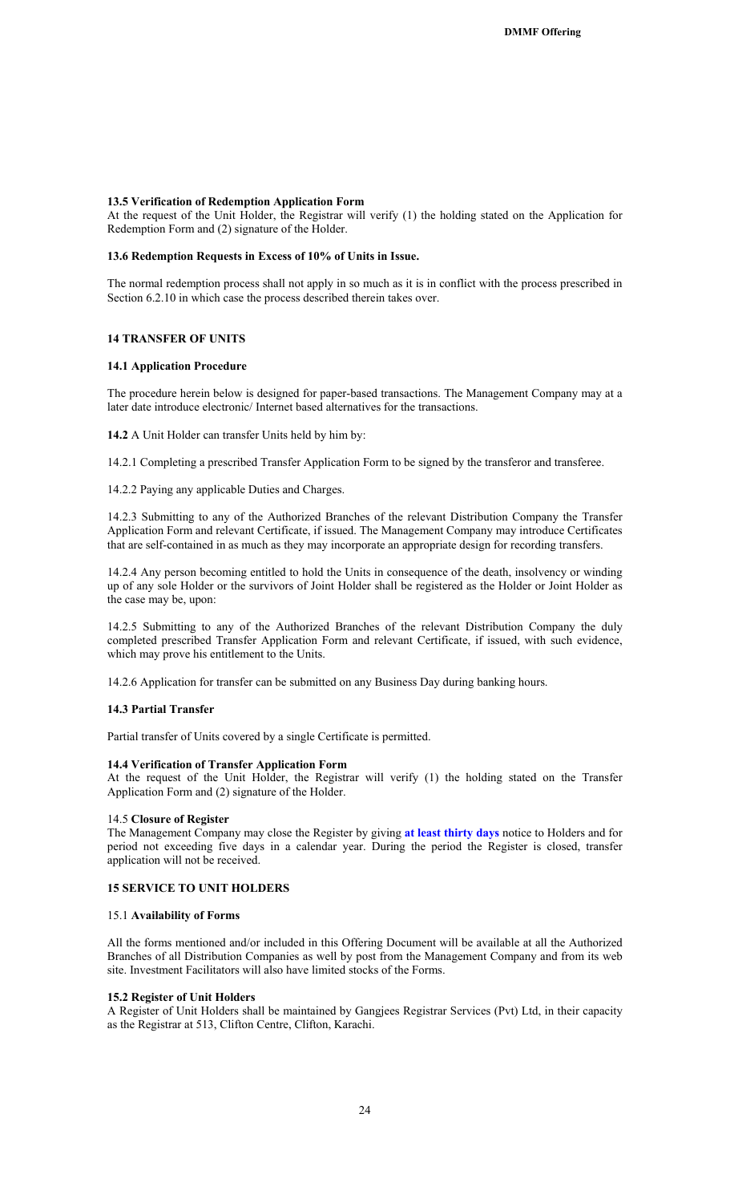### 13.5 Verification of Redemption Application Form

At the request of the Unit Holder, the Registrar will verify (1) the holding stated on the Application for Redemption Form and (2) signature of the Holder.

### 13.6 Redemption Requests in Excess of 10% of Units in Issue.

The normal redemption process shall not apply in so much as it is in conflict with the process prescribed in Section 6.2.10 in which case the process described therein takes over.

## 14 TRANSFER OF UNITS

### 14.1 Application Procedure

The procedure herein below is designed for paper-based transactions. The Management Company may at a later date introduce electronic/ Internet based alternatives for the transactions.

**14.2** A Unit Holder can transfer Units held by him by:

14.2.1 Completing a prescribed Transfer Application Form to be signed by the transferor and transferee.

14.2.2 Paying any applicable Duties and Charges.

14.2.3 Submitting to any of the Authorized Branches of the relevant Distribution Company the Transfer Application Form and relevant Certificate, if issued. The Management Company may introduce Certificates that are self-contained in as much as they may incorporate an appropriate design for recording transfers.

14.2.4 Any person becoming entitled to hold the Units in consequence of the death, insolvency or winding up of any sole Holder or the survivors of Joint Holder shall be registered as the Holder or Joint Holder as the case may be, upon:

14.2.5 Submitting to any of the Authorized Branches of the relevant Distribution Company the duly completed prescribed Transfer Application Form and relevant Certificate, if issued, with such evidence, which may prove his entitlement to the Units.

14.2.6 Application for transfer can be submitted on any Business Day during banking hours.

### 14.3 Partial Transfer

Partial transfer of Units covered by a single Certificate is permitted.

### 14.4 Verification of Transfer Application Form

At the request of the Unit Holder, the Registrar will verify (1) the holding stated on the Transfer Application Form and (2) signature of the Holder.

### 14.5 Closure of Register

The Management Company may close the Register by giving **at least thirty days** notice to Holders and for period not exceeding five days in a calendar year. During the period the Register is closed, transfer application will not be received.

## 15 SERVICE TO UNIT HOLDERS

### 15.1 Availability of Forms

All the forms mentioned and/or included in this Offering Document will be available at all the Authorized Branches of all Distribution Companies as well by post from the Management Company and from its web site. Investment Facilitators will also have limited stocks of the Forms.

### 15.2 Register of Unit Holders

A Register of Unit Holders shall be maintained by Gangjees Registrar Services (Pvt) Ltd, in their capacity as the Registrar at 513, Clifton Centre, Clifton, Karachi.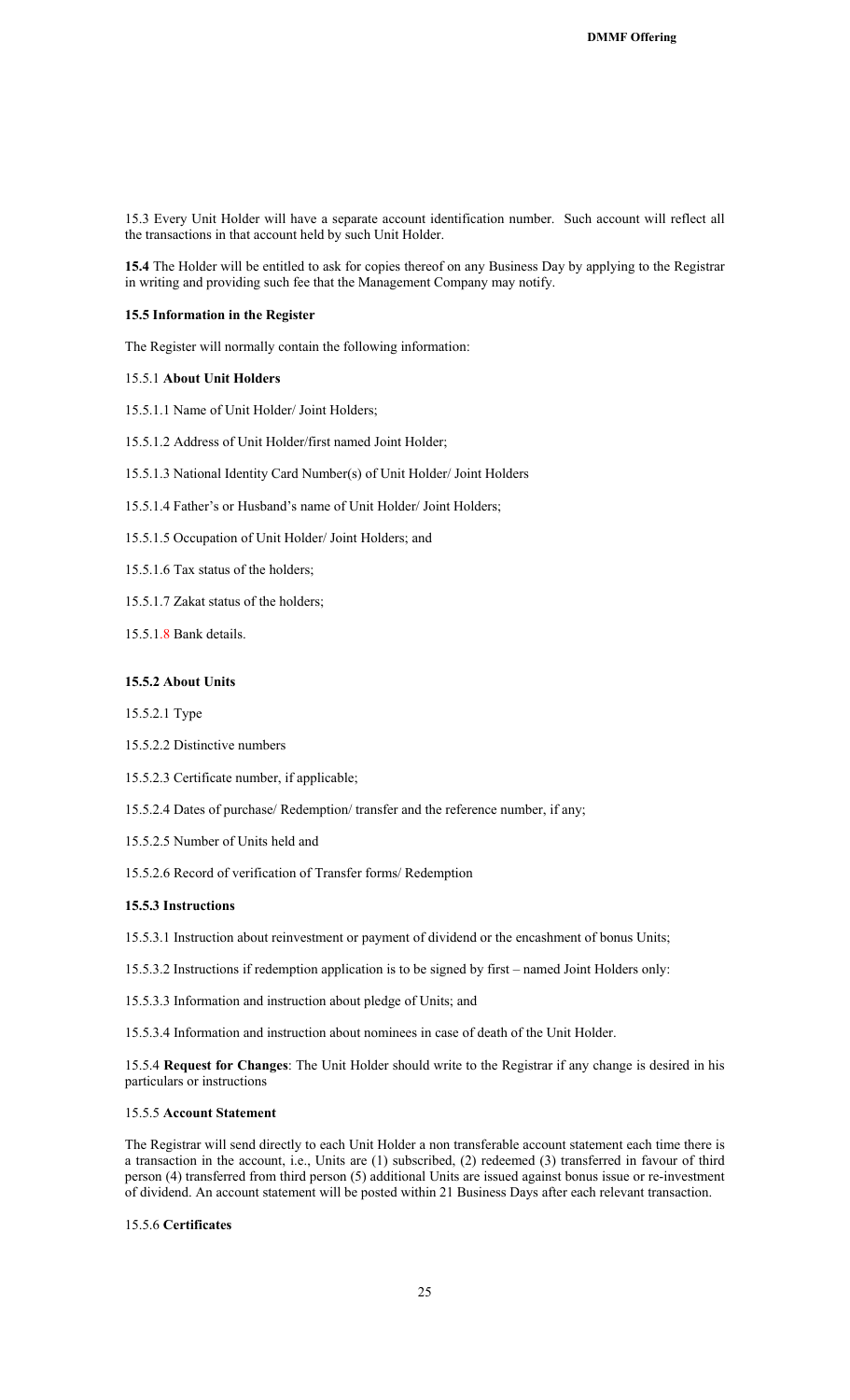15.3 Every Unit Holder will have a separate account identification number. Such account will reflect all the transactions in that account held by such Unit Holder.

**15.4** The Holder will be entitled to ask for copies thereof on any Business Day by applying to the Registrar in writing and providing such fee that the Management Company may notify.

**15.5 Information in the Register**

The Register will normally contain the following information:

15.5.1 **About Unit Holders**

15.5.1.1 Name of Unit Holder/ Joint Holders;

15.5.1.2 Address of Unit Holder/first named Joint Holder;

15.5.1.3 National Identity Card Number(s) of Unit Holder/ Joint Holders

15.5.1.4 Father's or Husband's name of Unit Holder/ Joint Holders;

15.5.1.5 Occupation of Unit Holder/ Joint Holders; and

15.5.1.6 Tax status of the holders;

15.5.1.7 Zakat status of the holders;

15.5.1.8 Bank details.

**15.5.2 About Units**

15.5.2.1 Type

15.5.2.2 Distinctive numbers

15.5.2.3 Certificate number, if applicable;

15.5.2.4 Dates of purchase/ Redemption/ transfer and the reference number, if any;

15.5.2.5 Number of Units held and

15.5.2.6 Record of verification of Transfer forms/ Redemption

**15.5.3 Instructions**

15.5.3.1 Instruction about reinvestment or payment of dividend or the encashment of bonus Units;

15.5.3.2 Instructions if redemption application is to be signed by first – named Joint Holders only:

15.5.3.3 Information and instruction about pledge of Units; and

15.5.3.4 Information and instruction about nominees in case of death of the Unit Holder.

15.5.4 **Request for Changes**: The Unit Holder should write to the Registrar if any change is desired in his particulars or instructions

15.5.5 **Account Statement**

The Registrar will send directly to each Unit Holder a non transferable account statement each time there is a transaction in the account, i.e., Units are (1) subscribed, (2) redeemed (3) transferred in favour of third person (4) transferred from third person (5) additional Units are issued against bonus issue or re-investment of dividend. An account statement will be posted within 21 Business Days after each relevant transaction.

15.5.6 **Certificates**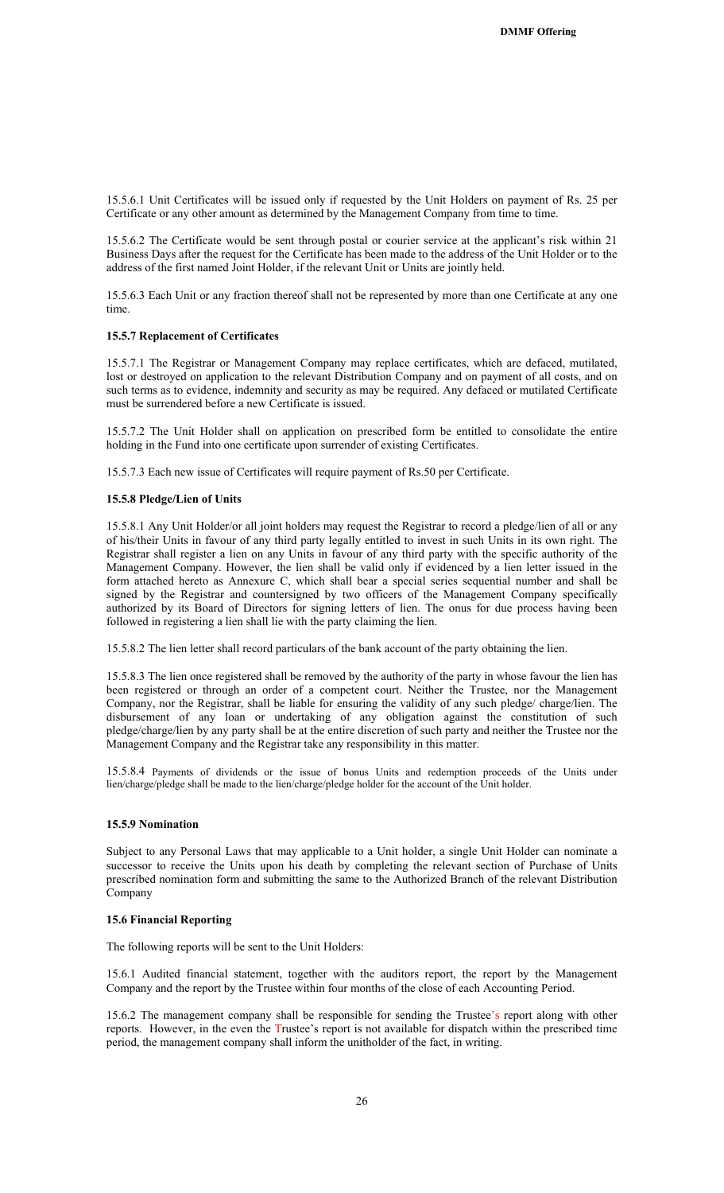15.5.6.1 Unit Certificates will be issued only if requested by the Unit Holders on payment of Rs. 25 per Certificate or any other amount as determined by the Management Company from time to time.

15.5.6.2 The Certificate would be sent through postal or courier service at the applicant's risk within 21 Business Days after the request for the Certificate has been made to the address of the Unit Holder or to the address of the first named Joint Holder, if the relevant Unit or Units are jointly held.

15.5.6.3 Each Unit or any fraction thereof shall not be represented by more than one Certificate at any one time.

**15.5.7 Replacement of Certificates**

15.5.7.1 The Registrar or Management Company may replace certificates, which are defaced, mutilated, lost or destroyed on application to the relevant Distribution Company and on payment of all costs, and on such terms as to evidence, indemnity and security as may be required. Any defaced or mutilated Certificate must be surrendered before a new Certificate is issued.

15.5.7.2 The Unit Holder shall on application on prescribed form be entitled to consolidate the entire holding in the Fund into one certificate upon surrender of existing Certificates.

15.5.7.3 Each new issue of Certificates will require payment of Rs.50 per Certificate.

**15.5.8 Pledge/Lien of Units**

15.5.8.1 Any Unit Holder/or all joint holders may request the Registrar to record a pledge/lien of all or any of his/their Units in favour of any third party legally entitled to invest in such Units in its own right. The Registrar shall register a lien on any Units in favour of any third party with the specific authority of the Management Company. However, the lien shall be valid only if evidenced by a lien letter issued in the form attached hereto as Annexure C, which shall bear a special series sequential number and shall be signed by the Registrar and countersigned by two officers of the Management Company specifically authorized by its Board of Directors for signing letters of lien. The onus for due process having been followed in registering a lien shall lie with the party claiming the lien.

15.5.8.2 The lien letter shall record particulars of the bank account of the party obtaining the lien.

15.5.8.3 The lien once registered shall be removed by the authority of the party in whose favour the lien has been registered or through an order of a competent court. Neither the Trustee, nor the Management Company, nor the Registrar, shall be liable for ensuring the validity of any such pledge/ charge/lien. The disbursement of any loan or undertaking of any obligation against the constitution of such pledge/charge/lien by any party shall be at the entire discretion of such party and neither the Trustee nor the Management Company and the Registrar take any responsibility in this matter.

15.5.8.4 Payments of dividends or the issue of bonus Units and redemption proceeds of the Units under lien/charge/pledge shall be made to the lien/charge/pledge holder for the account of the Unit holder.

**15.5.9 Nomination**

Subject to any Personal Laws that may applicable to a Unit holder, a single Unit Holder can nominate a successor to receive the Units upon his death by completing the relevant section of Purchase of Units prescribed nomination form and submitting the same to the Authorized Branch of the relevant Distribution Company

**15.6 Financial Reporting**

The following reports will be sent to the Unit Holders:

15.6.1 Audited financial statement, together with the auditors report, the report by the Management Company and the report by the Trustee within four months of the close of each Accounting Period.

15.6.2 The management company shall be responsible for sending the Trustee's report along with other reports. However, in the even the Trustee's report is not available for dispatch within the prescribed time period, the management company shall inform the unitholder of the fact, in writing.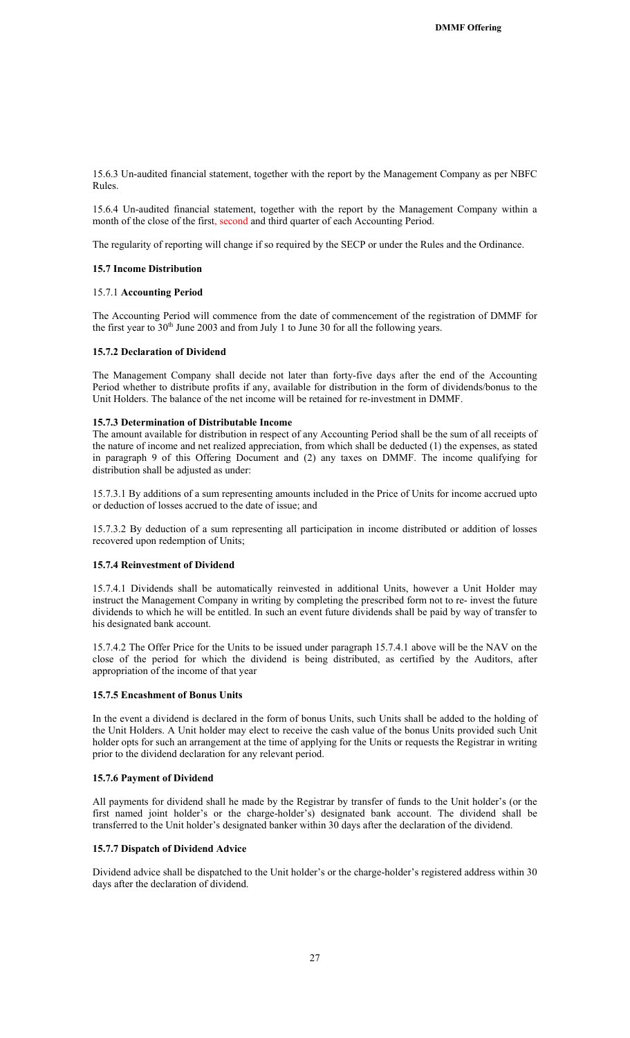15.6.3 Un-audited financial statement, together with the report by the Management Company as per NBFC Rules.

15.6.4 Un-audited financial statement, together with the report by the Management Company within a month of the close of the first, second and third quarter of each Accounting Period.

The regularity of reporting will change if so required by the SECP or under the Rules and the Ordinance.

### 15.7 Income Distribution

#### 15.7.1 **Accounting Period**

The Accounting Period will commence from the date of commencement of the registration of DMMF for the first year to 30th June 2003 and from July 1 to June 30 for all the following years.

#### 15.7.2 Declaration of Dividend

The Management Company shall decide not later than forty-five days after the end of the Accounting Period whether to distribute profits if any, available for distribution in the form of dividends/bonus to the Unit Holders. The balance of the net income will be retained for re-investment in DMMF.

#### 15.7.3 Determination of Distributable Income

The amount available for distribution in respect of any Accounting Period shall be the sum of all receipts of the nature of income and net realized appreciation, from which shall be deducted (1) the expenses, as stated in paragraph 9 of this Offering Document and (2) any taxes on DMMF. The income qualifying for distribution shall be adjusted as under:

15.7.3.1 By additions of a sum representing amounts included in the Price of Units for income accrued upto or deduction of losses accrued to the date of issue; and

15.7.3.2 By deduction of a sum representing all participation in income distributed or addition of losses recovered upon redemption of Units;

#### 15.7.4 Reinvestment of Dividend

15.7.4.1 Dividends shall be automatically reinvested in additional Units, however a Unit Holder may instruct the Management Company in writing by completing the prescribed form not to re- invest the future dividends to which he will be entitled. In such an event future dividends shall be paid by way of transfer to his designated bank account.

15.7.4.2 The Offer Price for the Units to be issued under paragraph 15.7.4.1 above will be the NAV on the close of the period for which the dividend is being distributed, as certified by the Auditors, after appropriation of the income of that year

#### 15.7.5 Encashment of Bonus Units

In the event a dividend is declared in the form of bonus Units, such Units shall be added to the holding of the Unit Holders. A Unit holder may elect to receive the cash value of the bonus Units provided such Unit holder opts for such an arrangement at the time of applying for the Units or requests the Registrar in writing prior to the dividend declaration for any relevant period.

#### 15.7.6 Payment of Dividend

All payments for dividend shall he made by the Registrar by transfer of funds to the Unit holder's (or the first named joint holder's or the charge-holder's) designated bank account. The dividend shall be transferred to the Unit holder's designated banker within 30 days after the declaration of the dividend.

#### 15.7.7 Dispatch of Dividend Advice

Dividend advice shall be dispatched to the Unit holder's or the charge-holder's registered address within 30 days after the declaration of dividend.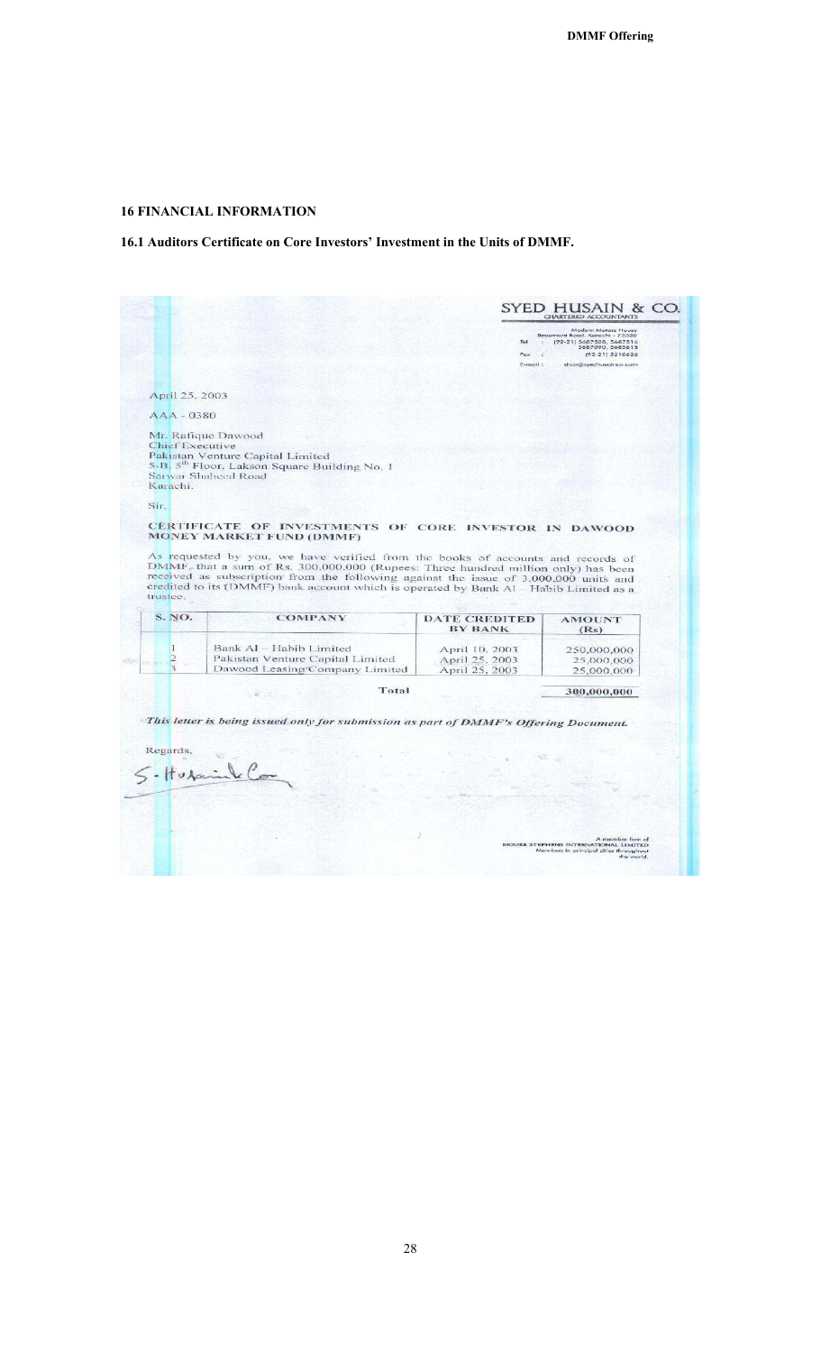## 16 FINANCIAL INFORMATION

### 16.1 Auditors Certificate on Core Investors' Investment in the Units of DMMF.

**SYED HUSAIN & CO.**
CHARTERED ACCOUNTANTS

Modern Motors House
Beaumont Road, Karachi - 75530
Tel : (92-21) 5687500, 5687516
5687090, 5685615
Fax : (92-21) 5210626
E-mail : shco@syedhusainco.com

April 25, 2003

AAA - 0380

Mr. Rafique Dawood
Chief Executive
Pakistan Venture Capital Limited
5-B, 5th Floor, Lakson Square Building No. 1
Sarwar Shaheed Road
Karachi.

Sir,

**CERTIFICATE OF INVESTMENTS OF CORE INVESTOR IN DAWOOD MONEY MARKET FUND (DMMF)**

As requested by you, we have verified from the books of accounts and records of DMMF, that a sum of Rs. 300,000,000 (Rupees: Three hundred million only) has been received as subscription from the following against the issue of 3,000,000 units and credited to its (DMMF) bank account which is operated by Bank Al – Habib Limited as a trustee.

| S. NO. | COMPANY | DATE CREDITED BY BANK | AMOUNT (Rs) |
|---|---|---|---|
| 1 | Bank Al – Habib Limited | April 10, 2003 | 250,000,000 |
| 2 | Pakistan Venture Capital Limited | April 25, 2003 | 25,000,000 |
| 3 | Dawood Leasing Company Limited | April 25, 2003 | 25,000,000 |
| | Total | | 300,000,000 |

*This letter is being issued only for submission as part of DMMF's Offering Document.*

Regards,

S. Husain & Co.

A member firm of
MOORE STEPHENS INTERNATIONAL LIMITED
Members in principal cities throughout the world.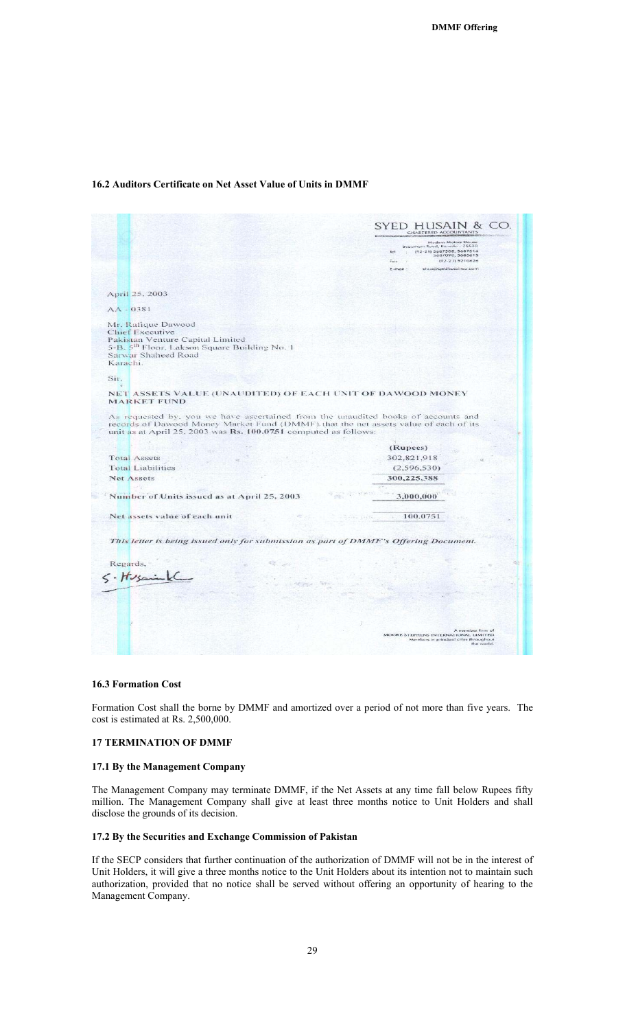## 16.2 Auditors Certificate on Net Asset Value of Units in DMMF

SYED HUSAIN & CO.
CHARTERED ACCOUNTANTS

Modern Motors House
Beaumont Road, Karachi - 75530
Tel : (92-21) 5687508, 5687516
5687090, 5682619
Fax : (92-21) 5210626
E-mail : shco@syedhusainco.com

April 25, 2003

AA - 0381

Mr. Rafique Dawood
Chief Executive
Pakistan Venture Capital Limited
5-B, 5th Floor, Lakson Square Building No. 1
Sarwar Shaheed Road
Karachi.

Sir,

**NET ASSETS VALUE (UNAUDITED) OF EACH UNIT OF DAWOOD MONEY MARKET FUND**

As requested by, you we have ascertained from the unaudited books of accounts and records of Dawood Money Market Fund (DMMF) that the net assets value of each of its unit as at April 25, 2003 was **Rs. 100.0751** computed as follows:

| | (Rupees) |
|---|---|
| Total Assets | 302,821,918 |
| Total Liabilities | (2,596,530) |
| Net Assets | 300,225,388 |
| Number of Units issued as at April 25, 2003 | 3,000,000 |
| Net assets value of each unit | 100.0751 |

*This letter is being issued only for submission as part of DMMF's Offering Document.*

Regards,

S. Husain & Co.

A member firm of
MOORE STEPHENS INTERNATIONAL LIMITED
Members in principal cities throughout the world.

### 16.3 Formation Cost

Formation Cost shall the borne by DMMF and amortized over a period of not more than five years. The cost is estimated at Rs. 2,500,000.

## 17 TERMINATION OF DMMF

### 17.1 By the Management Company

The Management Company may terminate DMMF, if the Net Assets at any time fall below Rupees fifty million. The Management Company shall give at least three months notice to Unit Holders and shall disclose the grounds of its decision.

### 17.2 By the Securities and Exchange Commission of Pakistan

If the SECP considers that further continuation of the authorization of DMMF will not be in the interest of Unit Holders, it will give a three months notice to the Unit Holders about its intention not to maintain such authorization, provided that no notice shall be served without offering an opportunity of hearing to the Management Company.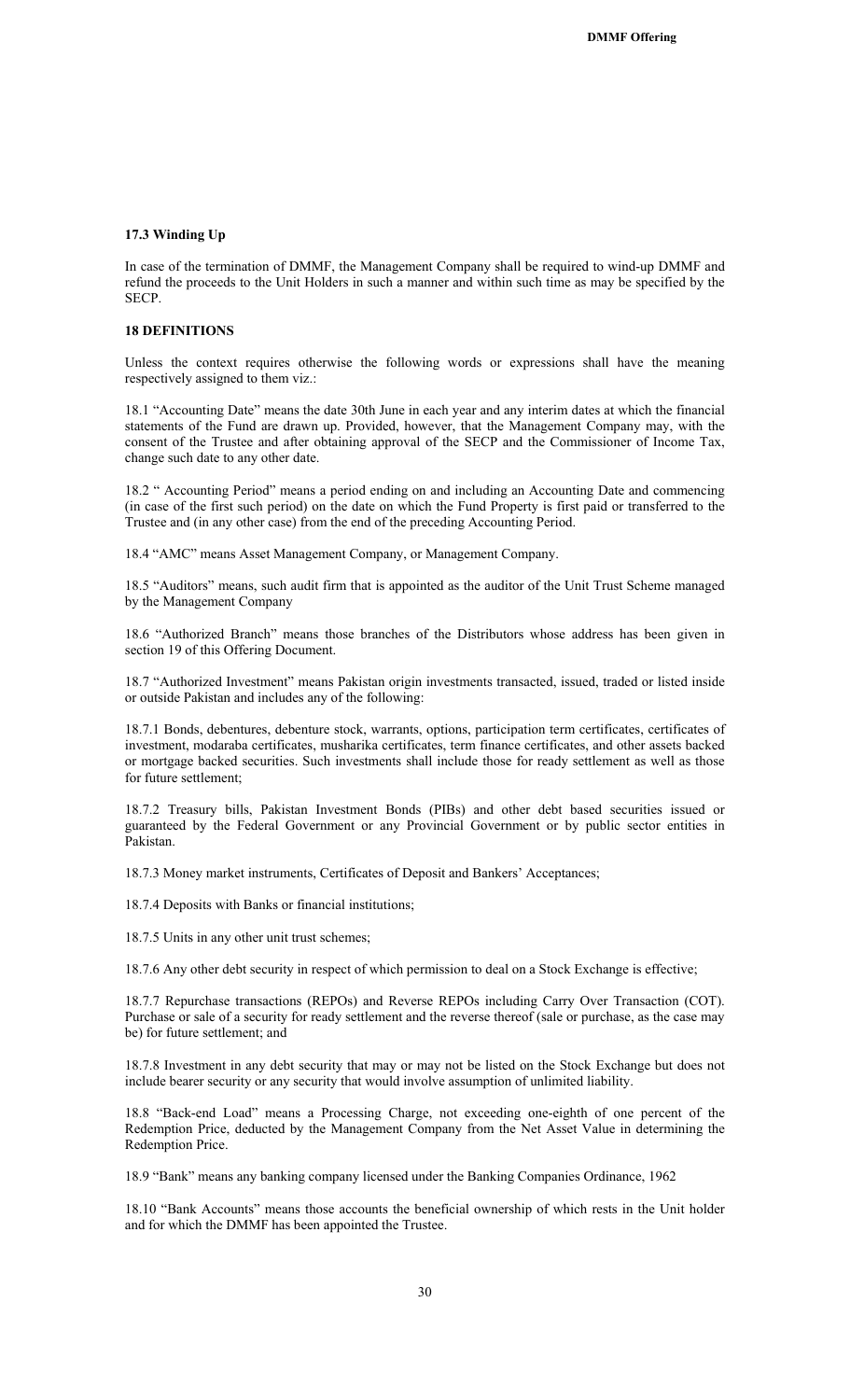### 17.3 Winding Up

In case of the termination of DMMF, the Management Company shall be required to wind-up DMMF and refund the proceeds to the Unit Holders in such a manner and within such time as may be specified by the SECP.

## 18 DEFINITIONS

Unless the context requires otherwise the following words or expressions shall have the meaning respectively assigned to them viz.:

18.1 "Accounting Date" means the date 30th June in each year and any interim dates at which the financial statements of the Fund are drawn up. Provided, however, that the Management Company may, with the consent of the Trustee and after obtaining approval of the SECP and the Commissioner of Income Tax, change such date to any other date.

18.2 " Accounting Period" means a period ending on and including an Accounting Date and commencing (in case of the first such period) on the date on which the Fund Property is first paid or transferred to the Trustee and (in any other case) from the end of the preceding Accounting Period.

18.4 "AMC" means Asset Management Company, or Management Company.

18.5 "Auditors" means, such audit firm that is appointed as the auditor of the Unit Trust Scheme managed by the Management Company

18.6 "Authorized Branch" means those branches of the Distributors whose address has been given in section 19 of this Offering Document.

18.7 "Authorized Investment" means Pakistan origin investments transacted, issued, traded or listed inside or outside Pakistan and includes any of the following:

18.7.1 Bonds, debentures, debenture stock, warrants, options, participation term certificates, certificates of investment, modaraba certificates, musharika certificates, term finance certificates, and other assets backed or mortgage backed securities. Such investments shall include those for ready settlement as well as those for future settlement;

18.7.2 Treasury bills, Pakistan Investment Bonds (PIBs) and other debt based securities issued or guaranteed by the Federal Government or any Provincial Government or by public sector entities in Pakistan.

18.7.3 Money market instruments, Certificates of Deposit and Bankers' Acceptances;

18.7.4 Deposits with Banks or financial institutions;

18.7.5 Units in any other unit trust schemes;

18.7.6 Any other debt security in respect of which permission to deal on a Stock Exchange is effective;

18.7.7 Repurchase transactions (REPOs) and Reverse REPOs including Carry Over Transaction (COT). Purchase or sale of a security for ready settlement and the reverse thereof (sale or purchase, as the case may be) for future settlement; and

18.7.8 Investment in any debt security that may or may not be listed on the Stock Exchange but does not include bearer security or any security that would involve assumption of unlimited liability.

18.8 "Back-end Load" means a Processing Charge, not exceeding one-eighth of one percent of the Redemption Price, deducted by the Management Company from the Net Asset Value in determining the Redemption Price.

18.9 "Bank" means any banking company licensed under the Banking Companies Ordinance, 1962

18.10 "Bank Accounts" means those accounts the beneficial ownership of which rests in the Unit holder and for which the DMMF has been appointed the Trustee.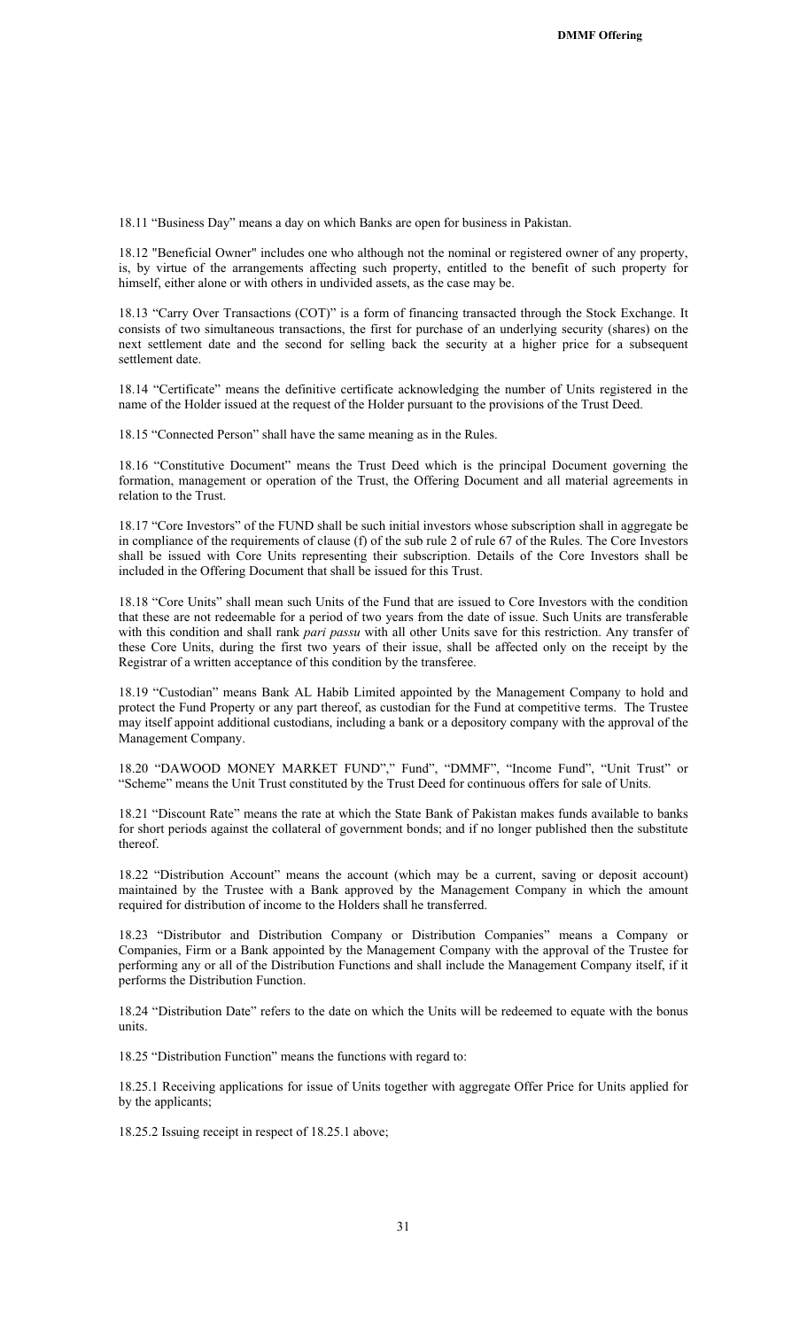18.11 “Business Day” means a day on which Banks are open for business in Pakistan.

18.12 "Beneficial Owner" includes one who although not the nominal or registered owner of any property, is, by virtue of the arrangements affecting such property, entitled to the benefit of such property for himself, either alone or with others in undivided assets, as the case may be.

18.13 “Carry Over Transactions (COT)” is a form of financing transacted through the Stock Exchange. It consists of two simultaneous transactions, the first for purchase of an underlying security (shares) on the next settlement date and the second for selling back the security at a higher price for a subsequent settlement date.

18.14 “Certificate” means the definitive certificate acknowledging the number of Units registered in the name of the Holder issued at the request of the Holder pursuant to the provisions of the Trust Deed.

18.15 “Connected Person” shall have the same meaning as in the Rules.

18.16 “Constitutive Document” means the Trust Deed which is the principal Document governing the formation, management or operation of the Trust, the Offering Document and all material agreements in relation to the Trust.

18.17 “Core Investors” of the FUND shall be such initial investors whose subscription shall in aggregate be in compliance of the requirements of clause (f) of the sub rule 2 of rule 67 of the Rules. The Core Investors shall be issued with Core Units representing their subscription. Details of the Core Investors shall be included in the Offering Document that shall be issued for this Trust.

18.18 “Core Units” shall mean such Units of the Fund that are issued to Core Investors with the condition that these are not redeemable for a period of two years from the date of issue. Such Units are transferable with this condition and shall rank *pari passu* with all other Units save for this restriction. Any transfer of these Core Units, during the first two years of their issue, shall be affected only on the receipt by the Registrar of a written acceptance of this condition by the transferee.

18.19 “Custodian” means Bank AL Habib Limited appointed by the Management Company to hold and protect the Fund Property or any part thereof, as custodian for the Fund at competitive terms. The Trustee may itself appoint additional custodians, including a bank or a depository company with the approval of the Management Company.

18.20 “DAWOOD MONEY MARKET FUND”,” Fund”, “DMMF”, “Income Fund”, “Unit Trust” or “Scheme” means the Unit Trust constituted by the Trust Deed for continuous offers for sale of Units.

18.21 “Discount Rate” means the rate at which the State Bank of Pakistan makes funds available to banks for short periods against the collateral of government bonds; and if no longer published then the substitute thereof.

18.22 “Distribution Account” means the account (which may be a current, saving or deposit account) maintained by the Trustee with a Bank approved by the Management Company in which the amount required for distribution of income to the Holders shall he transferred.

18.23 “Distributor and Distribution Company or Distribution Companies” means a Company or Companies, Firm or a Bank appointed by the Management Company with the approval of the Trustee for performing any or all of the Distribution Functions and shall include the Management Company itself, if it performs the Distribution Function.

18.24 “Distribution Date” refers to the date on which the Units will be redeemed to equate with the bonus units.

18.25 “Distribution Function” means the functions with regard to:

18.25.1 Receiving applications for issue of Units together with aggregate Offer Price for Units applied for by the applicants;

18.25.2 Issuing receipt in respect of 18.25.1 above;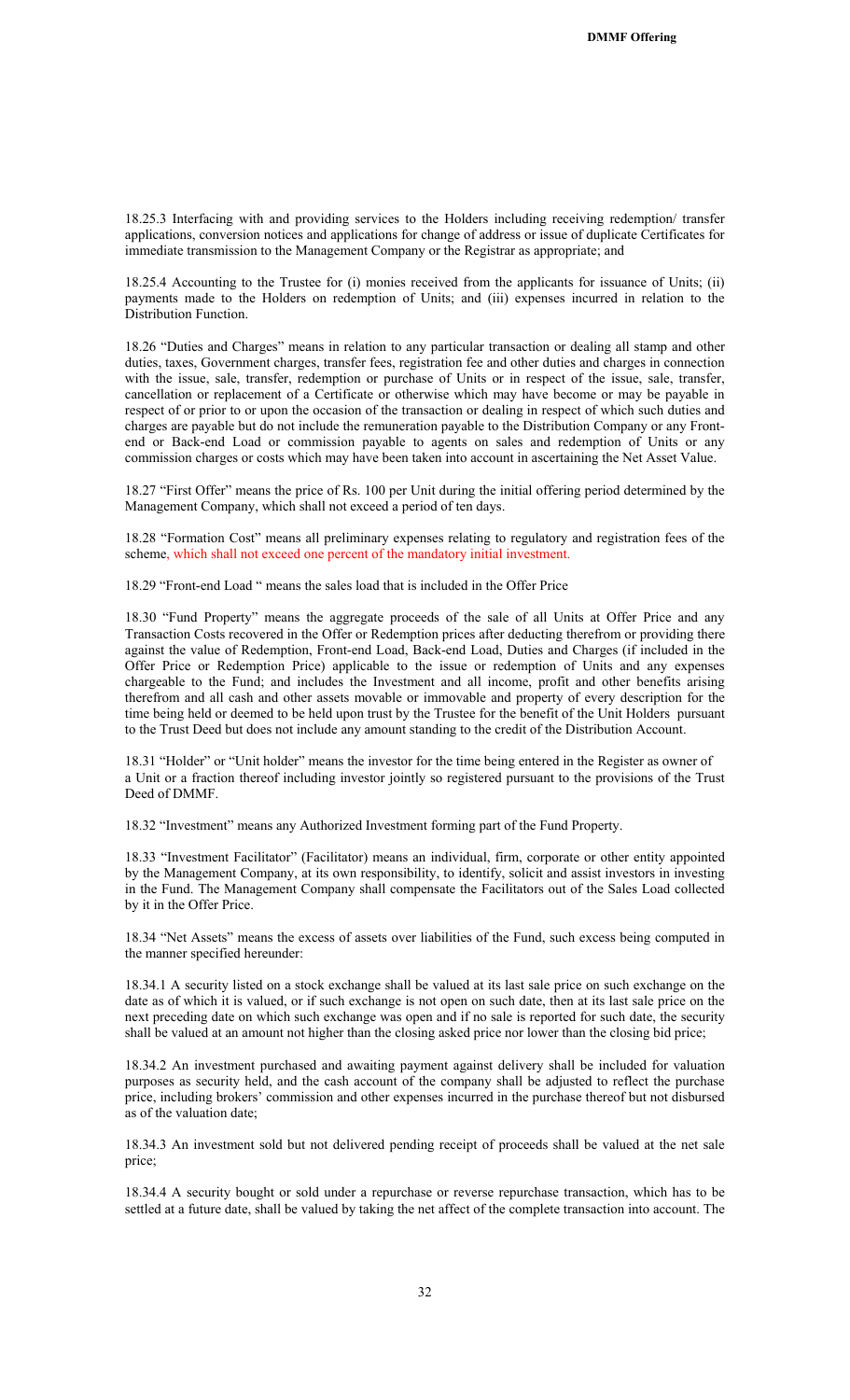18.25.3 Interfacing with and providing services to the Holders including receiving redemption/ transfer applications, conversion notices and applications for change of address or issue of duplicate Certificates for immediate transmission to the Management Company or the Registrar as appropriate; and

18.25.4 Accounting to the Trustee for (i) monies received from the applicants for issuance of Units; (ii) payments made to the Holders on redemption of Units; and (iii) expenses incurred in relation to the Distribution Function.

18.26 "Duties and Charges" means in relation to any particular transaction or dealing all stamp and other duties, taxes, Government charges, transfer fees, registration fee and other duties and charges in connection with the issue, sale, transfer, redemption or purchase of Units or in respect of the issue, sale, transfer, cancellation or replacement of a Certificate or otherwise which may have become or may be payable in respect of or prior to or upon the occasion of the transaction or dealing in respect of which such duties and charges are payable but do not include the remuneration payable to the Distribution Company or any Front-end or Back-end Load or commission payable to agents on sales and redemption of Units or any commission charges or costs which may have been taken into account in ascertaining the Net Asset Value.

18.27 "First Offer" means the price of Rs. 100 per Unit during the initial offering period determined by the Management Company, which shall not exceed a period of ten days.

18.28 "Formation Cost" means all preliminary expenses relating to regulatory and registration fees of the scheme, which shall not exceed one percent of the mandatory initial investment.

18.29 "Front-end Load " means the sales load that is included in the Offer Price

18.30 "Fund Property" means the aggregate proceeds of the sale of all Units at Offer Price and any Transaction Costs recovered in the Offer or Redemption prices after deducting therefrom or providing there against the value of Redemption, Front-end Load, Back-end Load, Duties and Charges (if included in the Offer Price or Redemption Price) applicable to the issue or redemption of Units and any expenses chargeable to the Fund; and includes the Investment and all income, profit and other benefits arising therefrom and all cash and other assets movable or immovable and property of every description for the time being held or deemed to be held upon trust by the Trustee for the benefit of the Unit Holders pursuant to the Trust Deed but does not include any amount standing to the credit of the Distribution Account.

18.31 "Holder" or "Unit holder" means the investor for the time being entered in the Register as owner of a Unit or a fraction thereof including investor jointly so registered pursuant to the provisions of the Trust Deed of DMMF.

18.32 "Investment" means any Authorized Investment forming part of the Fund Property.

18.33 "Investment Facilitator" (Facilitator) means an individual, firm, corporate or other entity appointed by the Management Company, at its own responsibility, to identify, solicit and assist investors in investing in the Fund. The Management Company shall compensate the Facilitators out of the Sales Load collected by it in the Offer Price.

18.34 "Net Assets" means the excess of assets over liabilities of the Fund, such excess being computed in the manner specified hereunder:

18.34.1 A security listed on a stock exchange shall be valued at its last sale price on such exchange on the date as of which it is valued, or if such exchange is not open on such date, then at its last sale price on the next preceding date on which such exchange was open and if no sale is reported for such date, the security shall be valued at an amount not higher than the closing asked price nor lower than the closing bid price;

18.34.2 An investment purchased and awaiting payment against delivery shall be included for valuation purposes as security held, and the cash account of the company shall be adjusted to reflect the purchase price, including brokers' commission and other expenses incurred in the purchase thereof but not disbursed as of the valuation date;

18.34.3 An investment sold but not delivered pending receipt of proceeds shall be valued at the net sale price;

18.34.4 A security bought or sold under a repurchase or reverse repurchase transaction, which has to be settled at a future date, shall be valued by taking the net affect of the complete transaction into account. The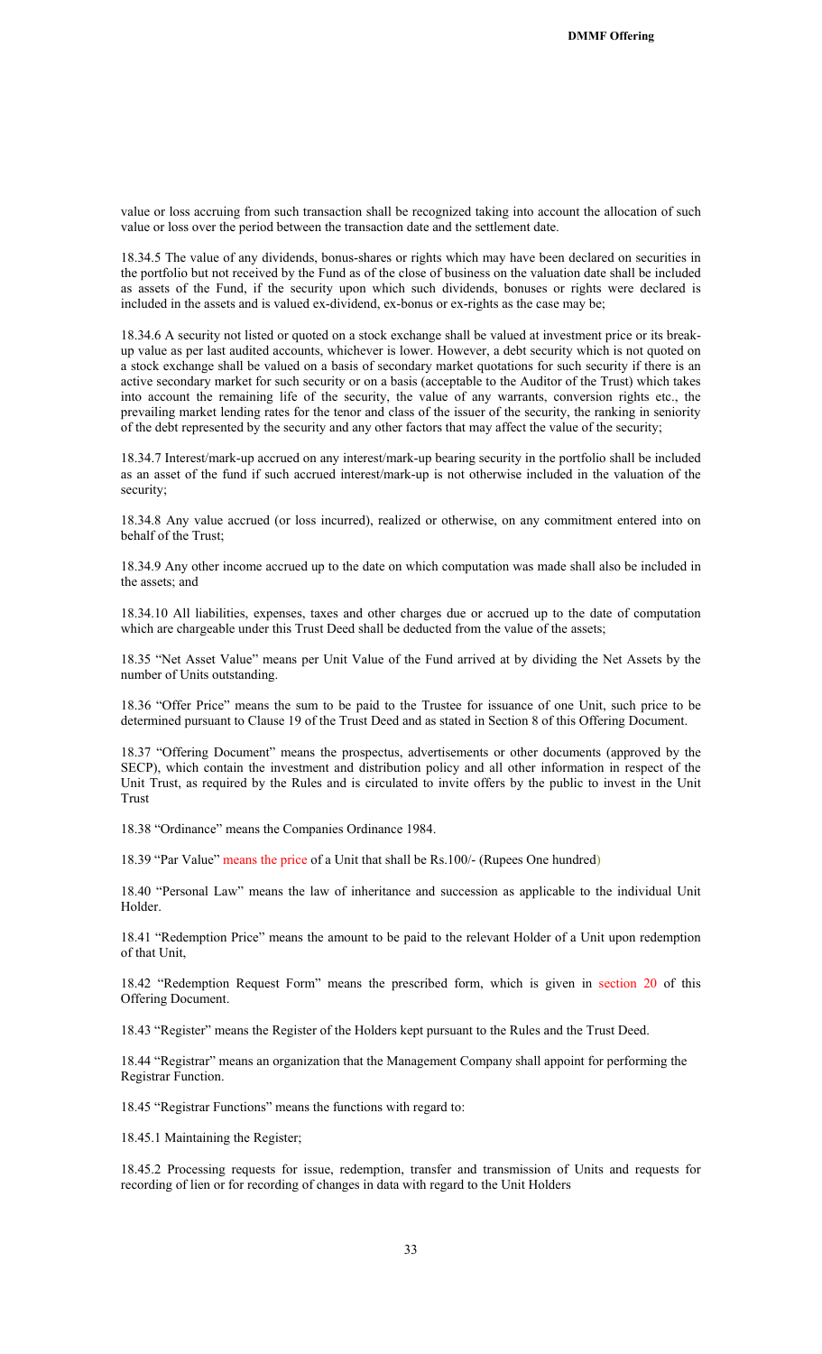value or loss accruing from such transaction shall be recognized taking into account the allocation of such value or loss over the period between the transaction date and the settlement date.

18.34.5 The value of any dividends, bonus-shares or rights which may have been declared on securities in the portfolio but not received by the Fund as of the close of business on the valuation date shall be included as assets of the Fund, if the security upon which such dividends, bonuses or rights were declared is included in the assets and is valued ex-dividend, ex-bonus or ex-rights as the case may be;

18.34.6 A security not listed or quoted on a stock exchange shall be valued at investment price or its break-up value as per last audited accounts, whichever is lower. However, a debt security which is not quoted on a stock exchange shall be valued on a basis of secondary market quotations for such security if there is an active secondary market for such security or on a basis (acceptable to the Auditor of the Trust) which takes into account the remaining life of the security, the value of any warrants, conversion rights etc., the prevailing market lending rates for the tenor and class of the issuer of the security, the ranking in seniority of the debt represented by the security and any other factors that may affect the value of the security;

18.34.7 Interest/mark-up accrued on any interest/mark-up bearing security in the portfolio shall be included as an asset of the fund if such accrued interest/mark-up is not otherwise included in the valuation of the security;

18.34.8 Any value accrued (or loss incurred), realized or otherwise, on any commitment entered into on behalf of the Trust;

18.34.9 Any other income accrued up to the date on which computation was made shall also be included in the assets; and

18.34.10 All liabilities, expenses, taxes and other charges due or accrued up to the date of computation which are chargeable under this Trust Deed shall be deducted from the value of the assets;

18.35 "Net Asset Value" means per Unit Value of the Fund arrived at by dividing the Net Assets by the number of Units outstanding.

18.36 "Offer Price" means the sum to be paid to the Trustee for issuance of one Unit, such price to be determined pursuant to Clause 19 of the Trust Deed and as stated in Section 8 of this Offering Document.

18.37 "Offering Document" means the prospectus, advertisements or other documents (approved by the SECP), which contain the investment and distribution policy and all other information in respect of the Unit Trust, as required by the Rules and is circulated to invite offers by the public to invest in the Unit Trust

18.38 "Ordinance" means the Companies Ordinance 1984.

18.39 "Par Value" means the price of a Unit that shall be Rs.100/- (Rupees One hundred)

18.40 "Personal Law" means the law of inheritance and succession as applicable to the individual Unit Holder.

18.41 "Redemption Price" means the amount to be paid to the relevant Holder of a Unit upon redemption of that Unit,

18.42 "Redemption Request Form" means the prescribed form, which is given in section 20 of this Offering Document.

18.43 "Register" means the Register of the Holders kept pursuant to the Rules and the Trust Deed.

18.44 "Registrar" means an organization that the Management Company shall appoint for performing the Registrar Function.

18.45 "Registrar Functions" means the functions with regard to:

18.45.1 Maintaining the Register;

18.45.2 Processing requests for issue, redemption, transfer and transmission of Units and requests for recording of lien or for recording of changes in data with regard to the Unit Holders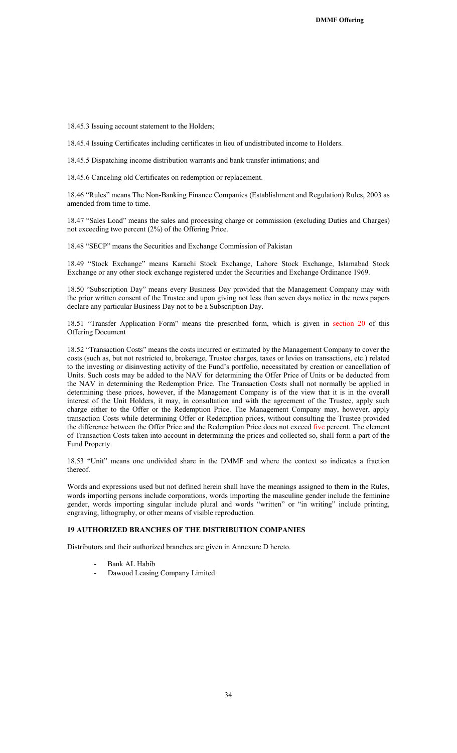18.45.3 Issuing account statement to the Holders;

18.45.4 Issuing Certificates including certificates in lieu of undistributed income to Holders.

18.45.5 Dispatching income distribution warrants and bank transfer intimations; and

18.45.6 Canceling old Certificates on redemption or replacement.

18.46 "Rules" means The Non-Banking Finance Companies (Establishment and Regulation) Rules, 2003 as amended from time to time.

18.47 "Sales Load" means the sales and processing charge or commission (excluding Duties and Charges) not exceeding two percent (2%) of the Offering Price.

18.48 "SECP" means the Securities and Exchange Commission of Pakistan

18.49 "Stock Exchange" means Karachi Stock Exchange, Lahore Stock Exchange, Islamabad Stock Exchange or any other stock exchange registered under the Securities and Exchange Ordinance 1969.

18.50 "Subscription Day" means every Business Day provided that the Management Company may with the prior written consent of the Trustee and upon giving not less than seven days notice in the news papers declare any particular Business Day not to be a Subscription Day.

18.51 "Transfer Application Form" means the prescribed form, which is given in section 20 of this Offering Document

18.52 "Transaction Costs" means the costs incurred or estimated by the Management Company to cover the costs (such as, but not restricted to, brokerage, Trustee charges, taxes or levies on transactions, etc.) related to the investing or disinvesting activity of the Fund's portfolio, necessitated by creation or cancellation of Units. Such costs may be added to the NAV for determining the Offer Price of Units or be deducted from the NAV in determining the Redemption Price. The Transaction Costs shall not normally be applied in determining these prices, however, if the Management Company is of the view that it is in the overall interest of the Unit Holders, it may, in consultation and with the agreement of the Trustee, apply such charge either to the Offer or the Redemption Price. The Management Company may, however, apply transaction Costs while determining Offer or Redemption prices, without consulting the Trustee provided the difference between the Offer Price and the Redemption Price does not exceed five percent. The element of Transaction Costs taken into account in determining the prices and collected so, shall form a part of the Fund Property.

18.53 "Unit" means one undivided share in the DMMF and where the context so indicates a fraction thereof.

Words and expressions used but not defined herein shall have the meanings assigned to them in the Rules, words importing persons include corporations, words importing the masculine gender include the feminine gender, words importing singular include plural and words "written" or "in writing" include printing, engraving, lithography, or other means of visible reproduction.

## 19 AUTHORIZED BRANCHES OF THE DISTRIBUTION COMPANIES

Distributors and their authorized branches are given in Annexure D hereto.

- Bank AL Habib
- Dawood Leasing Company Limited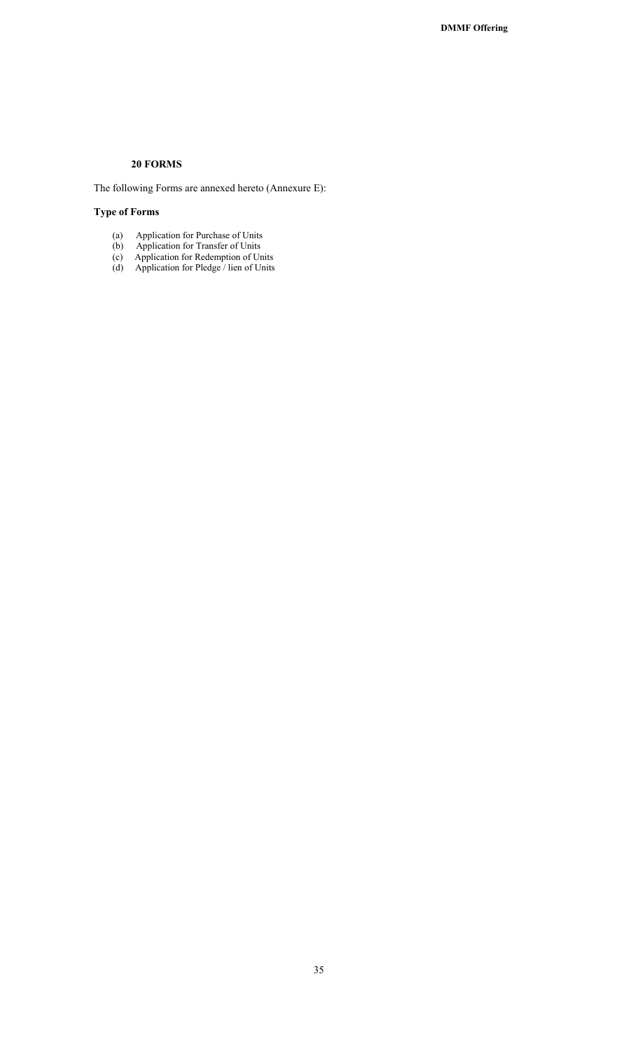## 20 FORMS

The following Forms are annexed hereto (Annexure E):

**Type of Forms**

(a) Application for Purchase of Units
(b) Application for Transfer of Units
(c) Application for Redemption of Units
(d) Application for Pledge / lien of Units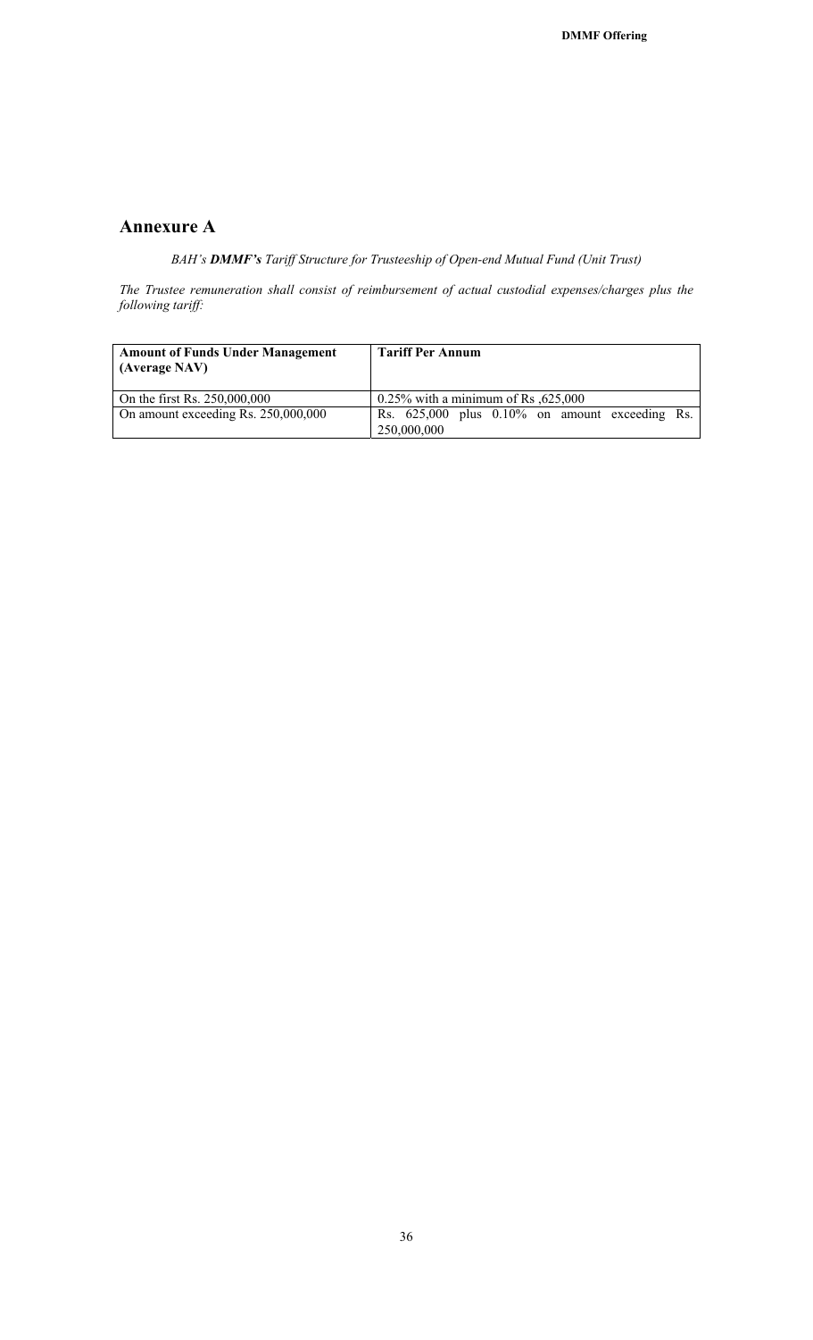## Annexure A

*BAH's **DMMF's** Tariff Structure for Trusteeship of Open-end Mutual Fund (Unit Trust)*

*The Trustee remuneration shall consist of reimbursement of actual custodial expenses/charges plus the following tariff:*

| **Amount of Funds Under Management (Average NAV)** | **Tariff Per Annum** |
|---|---|
| On the first Rs. 250,000,000 | 0.25% with a minimum of Rs ,625,000 |
| On amount exceeding Rs. 250,000,000 | Rs. 625,000 plus 0.10% on amount exceeding Rs. 250,000,000 |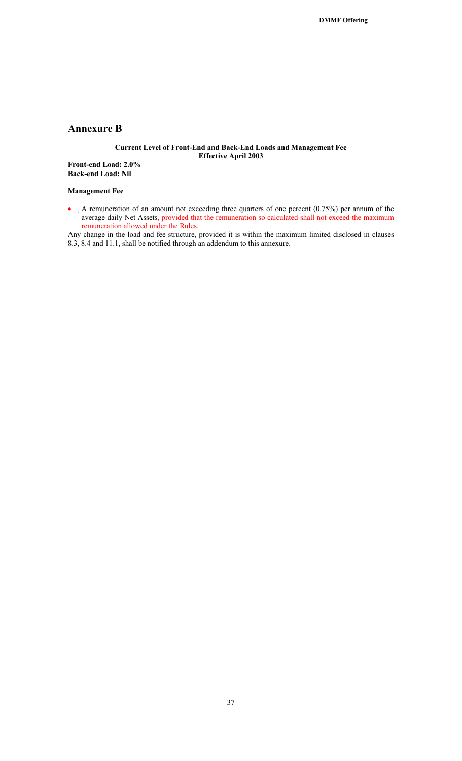# Annexure B

**Current Level of Front-End and Back-End Loads and Management Fee**
**Effective April 2003**

**Front-end Load: 2.0%**
**Back-end Load: Nil**

**Management Fee**

- A remuneration of an amount not exceeding three quarters of one percent (0.75%) per annum of the average daily Net Assets, provided that the remuneration so calculated shall not exceed the maximum remuneration allowed under the Rules.

Any change in the load and fee structure, provided it is within the maximum limited disclosed in clauses 8.3, 8.4 and 11.1, shall be notified through an addendum to this annexure.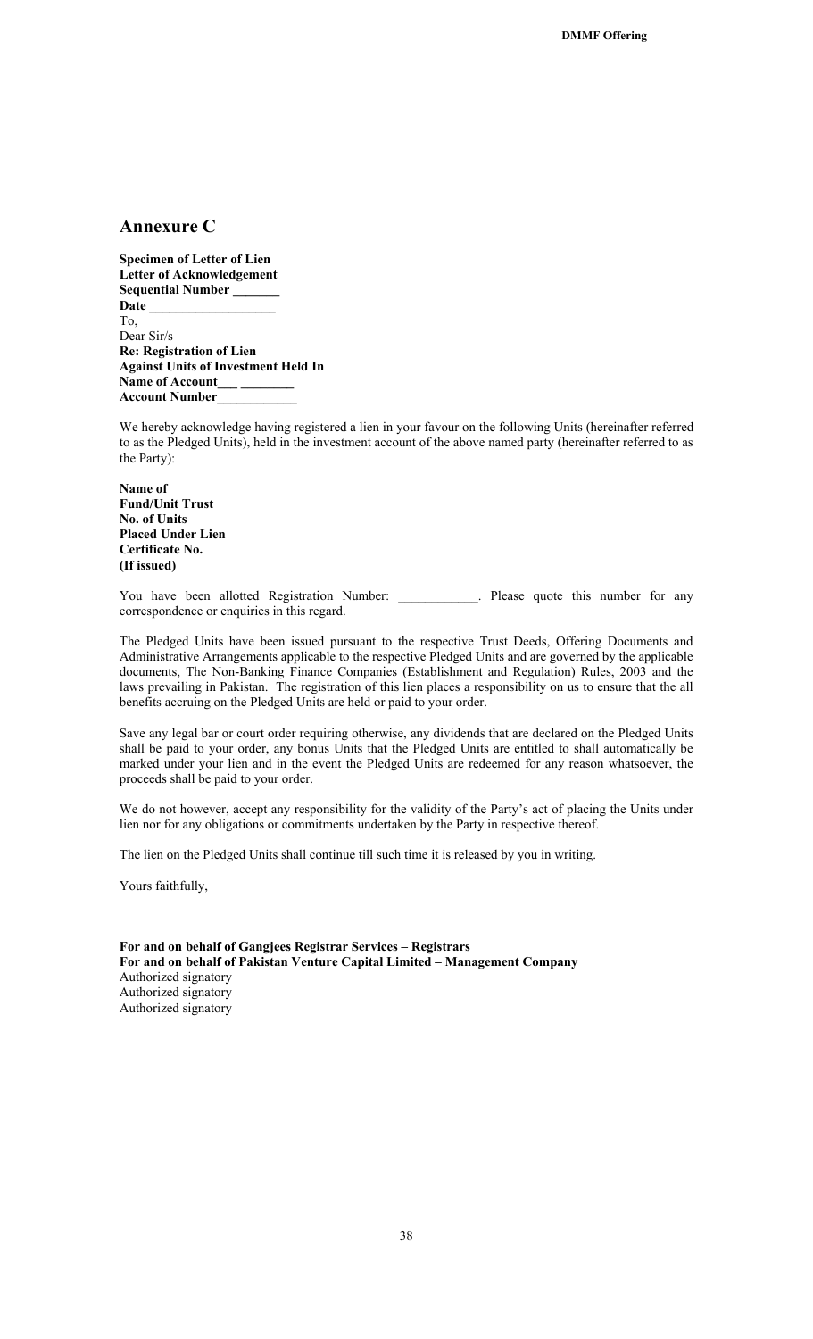## Annexure C

**Specimen of Letter of Lien**
**Letter of Acknowledgement**
**Sequential Number _______**
**Date ___________________**
To,
Dear Sir/s
**Re: Registration of Lien**
**Against Units of Investment Held In**
**Name of Account___ ________**
**Account Number____________**

We hereby acknowledge having registered a lien in your favour on the following Units (hereinafter referred to as the Pledged Units), held in the investment account of the above named party (hereinafter referred to as the Party):

**Name of**
**Fund/Unit Trust**
**No. of Units**
**Placed Under Lien**
**Certificate No.**
**(If issued)**

You have been allotted Registration Number: ____________. Please quote this number for any correspondence or enquiries in this regard.

The Pledged Units have been issued pursuant to the respective Trust Deeds, Offering Documents and Administrative Arrangements applicable to the respective Pledged Units and are governed by the applicable documents, The Non-Banking Finance Companies (Establishment and Regulation) Rules, 2003 and the laws prevailing in Pakistan. The registration of this lien places a responsibility on us to ensure that the all benefits accruing on the Pledged Units are held or paid to your order.

Save any legal bar or court order requiring otherwise, any dividends that are declared on the Pledged Units shall be paid to your order, any bonus Units that the Pledged Units are entitled to shall automatically be marked under your lien and in the event the Pledged Units are redeemed for any reason whatsoever, the proceeds shall be paid to your order.

We do not however, accept any responsibility for the validity of the Party's act of placing the Units under lien nor for any obligations or commitments undertaken by the Party in respective thereof.

The lien on the Pledged Units shall continue till such time it is released by you in writing.

Yours faithfully,

**For and on behalf of Gangjees Registrar Services – Registrars**
**For and on behalf of Pakistan Venture Capital Limited – Management Company**
Authorized signatory
Authorized signatory
Authorized signatory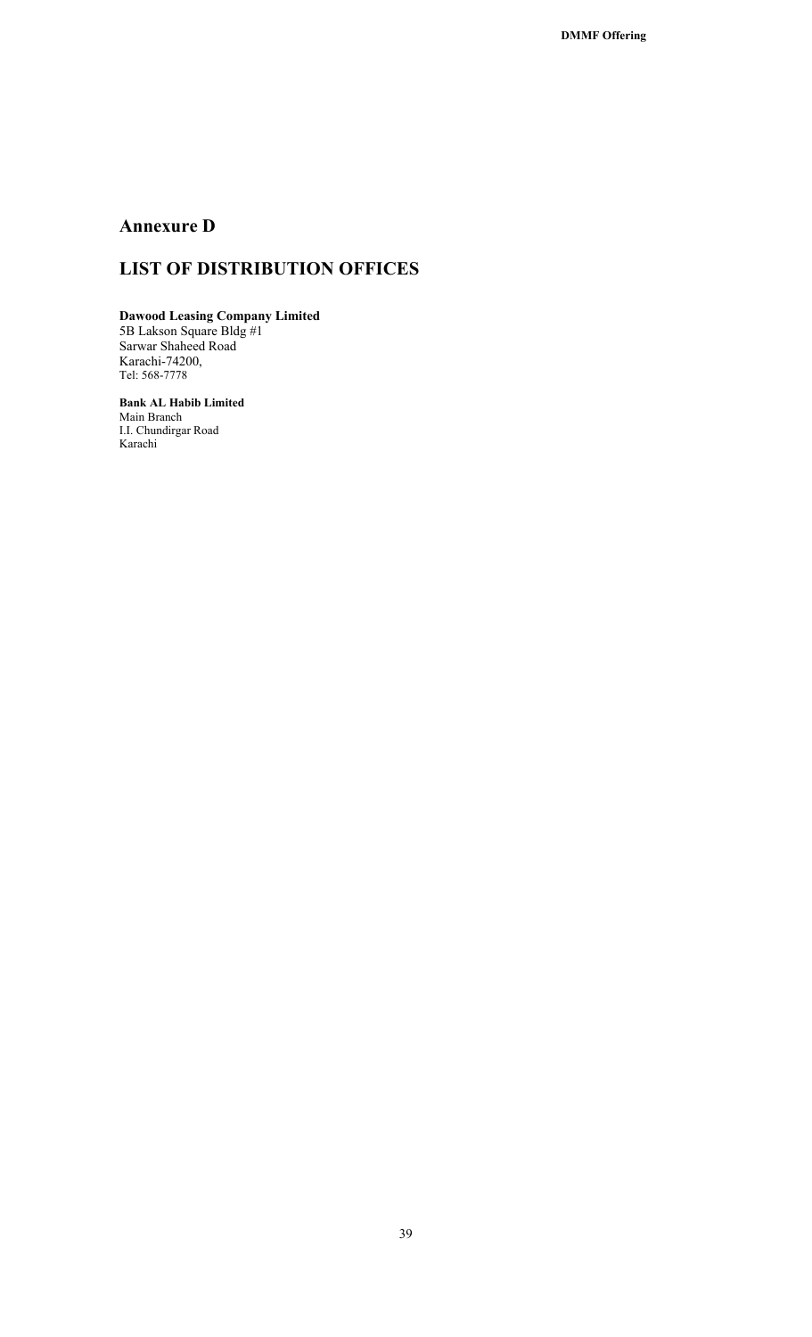## Annexure D

## LIST OF DISTRIBUTION OFFICES

**Dawood Leasing Company Limited**
5B Lakson Square Bldg #1
Sarwar Shaheed Road
Karachi-74200,
Tel: 568-7778

**Bank AL Habib Limited**
Main Branch
I.I. Chundirgar Road
Karachi